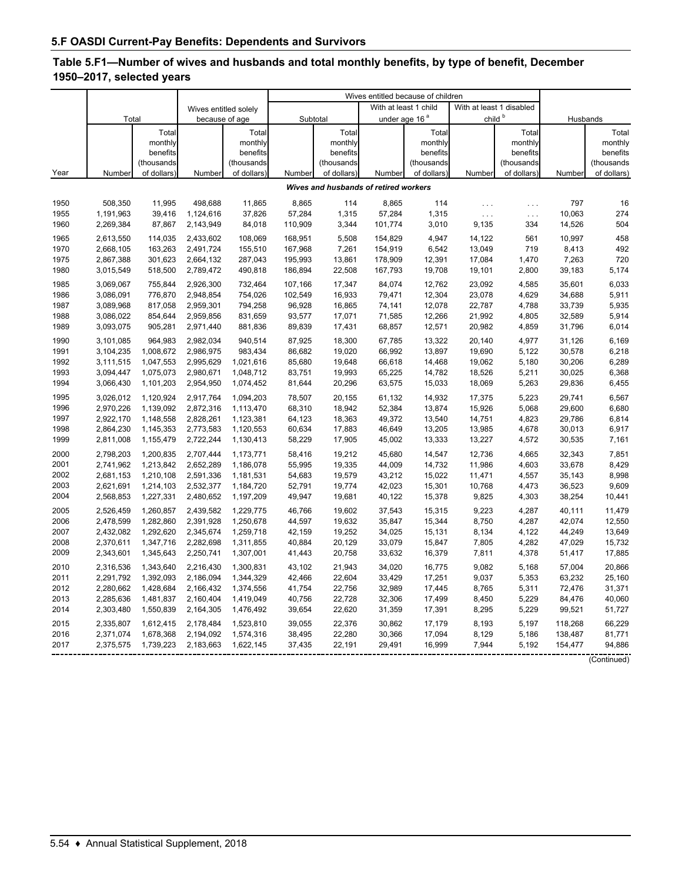## 5.F OASDI Current-Pay Benefits: Dependents and Survivors

### Table 5.F1—Number of wives and husbands and total monthly benefits, by type of benefit, December 1950–2017, selected years

| Year | Total | | Wives entitled solely because of age | | Wives entitled because of children: Subtotal | | Wives entitled because of children: With at least 1 child under age 16 [a] | | Wives entitled because of children: With at least 1 disabled child [b] | | Husbands | |
|---|---|---|---|---|---|---|---|---|---|---|---|---|
| | Number | Total monthly benefits (thousands of dollars) | Number | Total monthly benefits (thousands of dollars) | Number | Total monthly benefits (thousands of dollars) | Number | Total monthly benefits (thousands of dollars) | Number | Total monthly benefits (thousands of dollars) | Number | Total monthly benefits (thousands of dollars) |
| | ***Wives and husbands of retired workers*** | | | | | | | | | | | |
| 1950 | 508,350 | 11,995 | 498,688 | 11,865 | 8,865 | 114 | 8,865 | 114 | . . . | . . . | 797 | 16 |
| 1955 | 1,191,963 | 39,416 | 1,124,616 | 37,826 | 57,284 | 1,315 | 57,284 | 1,315 | . . . | . . . | 10,063 | 274 |
| 1960 | 2,269,384 | 87,867 | 2,143,949 | 84,018 | 110,909 | 3,344 | 101,774 | 3,010 | 9,135 | 334 | 14,526 | 504 |
| 1965 | 2,613,550 | 114,035 | 2,433,602 | 108,069 | 168,951 | 5,508 | 154,829 | 4,947 | 14,122 | 561 | 10,997 | 458 |
| 1970 | 2,668,105 | 163,263 | 2,491,724 | 155,510 | 167,968 | 7,261 | 154,919 | 6,542 | 13,049 | 719 | 8,413 | 492 |
| 1975 | 2,867,388 | 301,623 | 2,664,132 | 287,043 | 195,993 | 13,861 | 178,909 | 12,391 | 17,084 | 1,470 | 7,263 | 720 |
| 1980 | 3,015,549 | 518,500 | 2,789,472 | 490,818 | 186,894 | 22,508 | 167,793 | 19,708 | 19,101 | 2,800 | 39,183 | 5,174 |
| 1985 | 3,069,067 | 755,844 | 2,926,300 | 732,464 | 107,166 | 17,347 | 84,074 | 12,762 | 23,092 | 4,585 | 35,601 | 6,033 |
| 1986 | 3,086,091 | 776,870 | 2,948,854 | 754,026 | 102,549 | 16,933 | 79,471 | 12,304 | 23,078 | 4,629 | 34,688 | 5,911 |
| 1987 | 3,089,968 | 817,058 | 2,959,301 | 794,258 | 96,928 | 16,865 | 74,141 | 12,078 | 22,787 | 4,788 | 33,739 | 5,935 |
| 1988 | 3,086,022 | 854,644 | 2,959,856 | 831,659 | 93,577 | 17,071 | 71,585 | 12,266 | 21,992 | 4,805 | 32,589 | 5,914 |
| 1989 | 3,093,075 | 905,281 | 2,971,440 | 881,836 | 89,839 | 17,431 | 68,857 | 12,571 | 20,982 | 4,859 | 31,796 | 6,014 |
| 1990 | 3,101,085 | 964,983 | 2,982,034 | 940,514 | 87,925 | 18,300 | 67,785 | 13,322 | 20,140 | 4,977 | 31,126 | 6,169 |
| 1991 | 3,104,235 | 1,008,672 | 2,986,975 | 983,434 | 86,682 | 19,020 | 66,992 | 13,897 | 19,690 | 5,122 | 30,578 | 6,218 |
| 1992 | 3,111,515 | 1,047,553 | 2,995,629 | 1,021,616 | 85,680 | 19,648 | 66,618 | 14,468 | 19,062 | 5,180 | 30,206 | 6,289 |
| 1993 | 3,094,447 | 1,075,073 | 2,980,671 | 1,048,712 | 83,751 | 19,993 | 65,225 | 14,782 | 18,526 | 5,211 | 30,025 | 6,368 |
| 1994 | 3,066,430 | 1,101,203 | 2,954,950 | 1,074,452 | 81,644 | 20,296 | 63,575 | 15,033 | 18,069 | 5,263 | 29,836 | 6,455 |
| 1995 | 3,026,012 | 1,120,924 | 2,917,764 | 1,094,203 | 78,507 | 20,155 | 61,132 | 14,932 | 17,375 | 5,223 | 29,741 | 6,567 |
| 1996 | 2,970,226 | 1,139,092 | 2,872,316 | 1,113,470 | 68,310 | 18,942 | 52,384 | 13,874 | 15,926 | 5,068 | 29,600 | 6,680 |
| 1997 | 2,922,170 | 1,148,558 | 2,828,261 | 1,123,381 | 64,123 | 18,363 | 49,372 | 13,540 | 14,751 | 4,823 | 29,786 | 6,814 |
| 1998 | 2,864,230 | 1,145,353 | 2,773,583 | 1,120,553 | 60,634 | 17,883 | 46,649 | 13,205 | 13,985 | 4,678 | 30,013 | 6,917 |
| 1999 | 2,811,008 | 1,155,479 | 2,722,244 | 1,130,413 | 58,229 | 17,905 | 45,002 | 13,333 | 13,227 | 4,572 | 30,535 | 7,161 |
| 2000 | 2,798,203 | 1,200,835 | 2,707,444 | 1,173,771 | 58,416 | 19,212 | 45,680 | 14,547 | 12,736 | 4,665 | 32,343 | 7,851 |
| 2001 | 2,741,962 | 1,213,842 | 2,652,289 | 1,186,078 | 55,995 | 19,335 | 44,009 | 14,732 | 11,986 | 4,603 | 33,678 | 8,429 |
| 2002 | 2,681,153 | 1,210,108 | 2,591,336 | 1,181,531 | 54,683 | 19,579 | 43,212 | 15,022 | 11,471 | 4,557 | 35,143 | 8,998 |
| 2003 | 2,621,691 | 1,214,103 | 2,532,377 | 1,184,720 | 52,791 | 19,774 | 42,023 | 15,301 | 10,768 | 4,473 | 36,523 | 9,609 |
| 2004 | 2,568,853 | 1,227,331 | 2,480,652 | 1,197,209 | 49,947 | 19,681 | 40,122 | 15,378 | 9,825 | 4,303 | 38,254 | 10,441 |
| 2005 | 2,526,459 | 1,260,857 | 2,439,582 | 1,229,775 | 46,766 | 19,602 | 37,543 | 15,315 | 9,223 | 4,287 | 40,111 | 11,479 |
| 2006 | 2,478,599 | 1,282,860 | 2,391,928 | 1,250,678 | 44,597 | 19,632 | 35,847 | 15,344 | 8,750 | 4,287 | 42,074 | 12,550 |
| 2007 | 2,432,082 | 1,292,620 | 2,345,674 | 1,259,718 | 42,159 | 19,252 | 34,025 | 15,131 | 8,134 | 4,122 | 44,249 | 13,649 |
| 2008 | 2,370,611 | 1,347,716 | 2,282,698 | 1,311,855 | 40,884 | 20,129 | 33,079 | 15,847 | 7,805 | 4,282 | 47,029 | 15,732 |
| 2009 | 2,343,601 | 1,345,643 | 2,250,741 | 1,307,001 | 41,443 | 20,758 | 33,632 | 16,379 | 7,811 | 4,378 | 51,417 | 17,885 |
| 2010 | 2,316,536 | 1,343,640 | 2,216,430 | 1,300,831 | 43,102 | 21,943 | 34,020 | 16,775 | 9,082 | 5,168 | 57,004 | 20,866 |
| 2011 | 2,291,792 | 1,392,093 | 2,186,094 | 1,344,329 | 42,466 | 22,604 | 33,429 | 17,251 | 9,037 | 5,353 | 63,232 | 25,160 |
| 2012 | 2,280,662 | 1,428,684 | 2,166,432 | 1,374,556 | 41,754 | 22,756 | 32,989 | 17,445 | 8,765 | 5,311 | 72,476 | 31,371 |
| 2013 | 2,285,636 | 1,481,837 | 2,160,404 | 1,419,049 | 40,756 | 22,728 | 32,306 | 17,499 | 8,450 | 5,229 | 84,476 | 40,060 |
| 2014 | 2,303,480 | 1,550,839 | 2,164,305 | 1,476,492 | 39,654 | 22,620 | 31,359 | 17,391 | 8,295 | 5,229 | 99,521 | 51,727 |
| 2015 | 2,335,807 | 1,612,415 | 2,178,484 | 1,523,810 | 39,055 | 22,376 | 30,862 | 17,179 | 8,193 | 5,197 | 118,268 | 66,229 |
| 2016 | 2,371,074 | 1,678,368 | 2,194,092 | 1,574,316 | 38,495 | 22,280 | 30,366 | 17,094 | 8,129 | 5,186 | 138,487 | 81,771 |
| 2017 | 2,375,575 | 1,739,223 | 2,183,663 | 1,622,145 | 37,435 | 22,191 | 29,491 | 16,999 | 7,944 | 5,192 | 154,477 | 94,886 |

(Continued)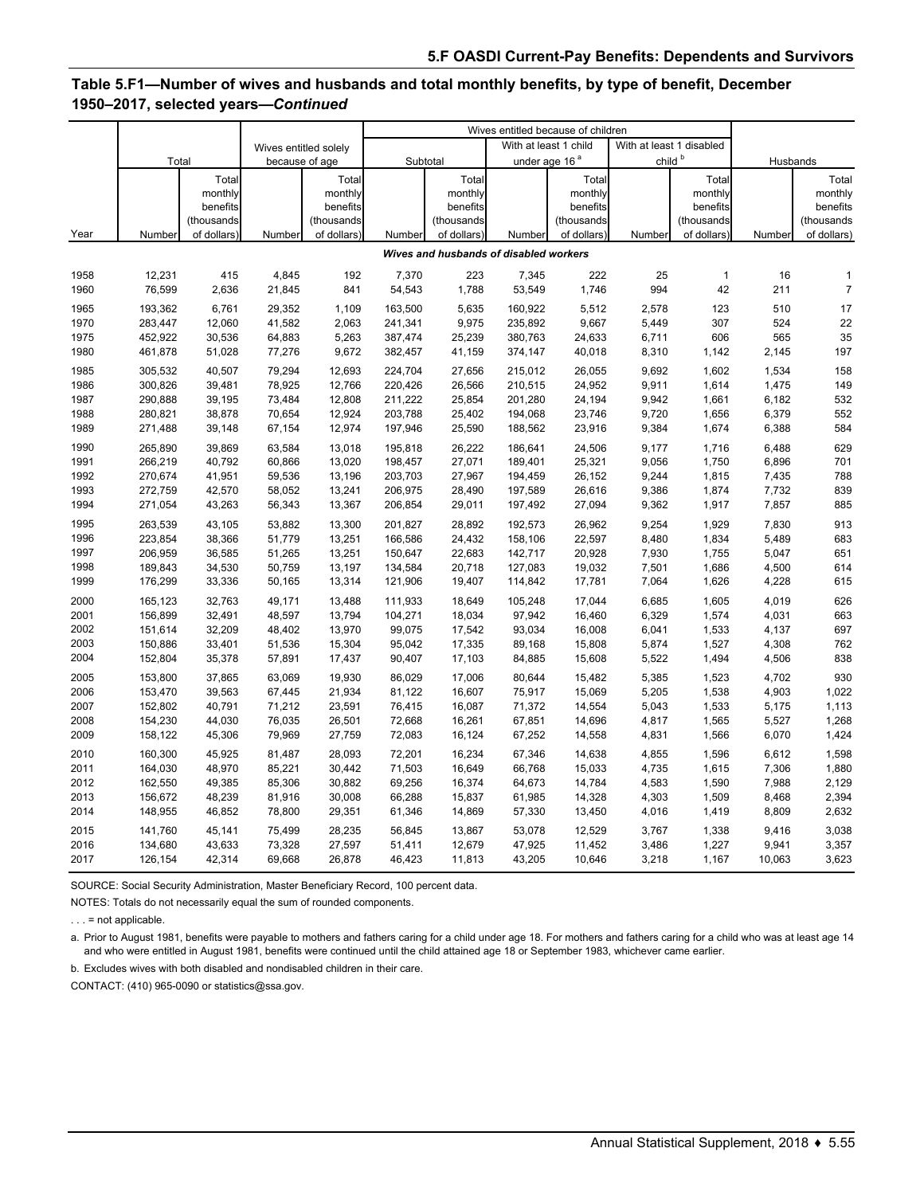## Table 5.F1—Number of wives and husbands and total monthly benefits, by type of benefit, December 1950–2017, selected years—*Continued*

| Year | Total | | Wives entitled solely because of age | | Wives entitled because of children | | | | | | Husbands | |
|---|---|---|---|---|---|---|---|---|---|---|---|---|
| | | | | | Subtotal | | With at least 1 child under age 16 [a] | | With at least 1 disabled child [b] | | | |
| | Number | Total monthly benefits (thousands of dollars) | Number | Total monthly benefits (thousands of dollars) | Number | Total monthly benefits (thousands of dollars) | Number | Total monthly benefits (thousands of dollars) | Number | Total monthly benefits (thousands of dollars) | Number | Total monthly benefits (thousands of dollars) |
| | ***Wives and husbands of disabled workers*** | | | | | | | | | | | |
| 1958 | 12,231 | 415 | 4,845 | 192 | 7,370 | 223 | 7,345 | 222 | 25 | 1 | 16 | 1 |
| 1960 | 76,599 | 2,636 | 21,845 | 841 | 54,543 | 1,788 | 53,549 | 1,746 | 994 | 42 | 211 | 7 |
| 1965 | 193,362 | 6,761 | 29,352 | 1,109 | 163,500 | 5,635 | 160,922 | 5,512 | 2,578 | 123 | 510 | 17 |
| 1970 | 283,447 | 12,060 | 41,582 | 2,063 | 241,341 | 9,975 | 235,892 | 9,667 | 5,449 | 307 | 524 | 22 |
| 1975 | 452,922 | 30,536 | 64,883 | 5,263 | 387,474 | 25,239 | 380,763 | 24,633 | 6,711 | 606 | 565 | 35 |
| 1980 | 461,878 | 51,028 | 77,276 | 9,672 | 382,457 | 41,159 | 374,147 | 40,018 | 8,310 | 1,142 | 2,145 | 197 |
| 1985 | 305,532 | 40,507 | 79,294 | 12,693 | 224,704 | 27,656 | 215,012 | 26,055 | 9,692 | 1,602 | 1,534 | 158 |
| 1986 | 300,826 | 39,481 | 78,925 | 12,766 | 220,426 | 26,566 | 210,515 | 24,952 | 9,911 | 1,614 | 1,475 | 149 |
| 1987 | 290,888 | 39,195 | 73,484 | 12,808 | 211,222 | 25,854 | 201,280 | 24,194 | 9,942 | 1,661 | 6,182 | 532 |
| 1988 | 280,821 | 38,878 | 70,654 | 12,924 | 203,788 | 25,402 | 194,068 | 23,746 | 9,720 | 1,656 | 6,379 | 552 |
| 1989 | 271,488 | 39,148 | 67,154 | 12,974 | 197,946 | 25,590 | 188,562 | 23,916 | 9,384 | 1,674 | 6,388 | 584 |
| 1990 | 265,890 | 39,869 | 63,584 | 13,018 | 195,818 | 26,222 | 186,641 | 24,506 | 9,177 | 1,716 | 6,488 | 629 |
| 1991 | 266,219 | 40,792 | 60,866 | 13,020 | 198,457 | 27,071 | 189,401 | 25,321 | 9,056 | 1,750 | 6,896 | 701 |
| 1992 | 270,674 | 41,951 | 59,536 | 13,196 | 203,703 | 27,967 | 194,459 | 26,152 | 9,244 | 1,815 | 7,435 | 788 |
| 1993 | 272,759 | 42,570 | 58,052 | 13,241 | 206,975 | 28,490 | 197,589 | 26,616 | 9,386 | 1,874 | 7,732 | 839 |
| 1994 | 271,054 | 43,263 | 56,343 | 13,367 | 206,854 | 29,011 | 197,492 | 27,094 | 9,362 | 1,917 | 7,857 | 885 |
| 1995 | 263,539 | 43,105 | 53,882 | 13,300 | 201,827 | 28,892 | 192,573 | 26,962 | 9,254 | 1,929 | 7,830 | 913 |
| 1996 | 223,854 | 38,366 | 51,779 | 13,251 | 166,586 | 24,432 | 158,106 | 22,597 | 8,480 | 1,834 | 5,489 | 683 |
| 1997 | 206,959 | 36,585 | 51,265 | 13,251 | 150,647 | 22,683 | 142,717 | 20,928 | 7,930 | 1,755 | 5,047 | 651 |
| 1998 | 189,843 | 34,530 | 50,759 | 13,197 | 134,584 | 20,718 | 127,083 | 19,032 | 7,501 | 1,686 | 4,500 | 614 |
| 1999 | 176,299 | 33,336 | 50,165 | 13,314 | 121,906 | 19,407 | 114,842 | 17,781 | 7,064 | 1,626 | 4,228 | 615 |
| 2000 | 165,123 | 32,763 | 49,171 | 13,488 | 111,933 | 18,649 | 105,248 | 17,044 | 6,685 | 1,605 | 4,019 | 626 |
| 2001 | 156,899 | 32,491 | 48,597 | 13,794 | 104,271 | 18,034 | 97,942 | 16,460 | 6,329 | 1,574 | 4,031 | 663 |
| 2002 | 151,614 | 32,209 | 48,402 | 13,970 | 99,075 | 17,542 | 93,034 | 16,008 | 6,041 | 1,533 | 4,137 | 697 |
| 2003 | 150,886 | 33,401 | 51,536 | 15,304 | 95,042 | 17,335 | 89,168 | 15,808 | 5,874 | 1,527 | 4,308 | 762 |
| 2004 | 152,804 | 35,378 | 57,891 | 17,437 | 90,407 | 17,103 | 84,885 | 15,608 | 5,522 | 1,494 | 4,506 | 838 |
| 2005 | 153,800 | 37,865 | 63,069 | 19,930 | 86,029 | 17,006 | 80,644 | 15,482 | 5,385 | 1,523 | 4,702 | 930 |
| 2006 | 153,470 | 39,563 | 67,445 | 21,934 | 81,122 | 16,607 | 75,917 | 15,069 | 5,205 | 1,538 | 4,903 | 1,022 |
| 2007 | 152,802 | 40,791 | 71,212 | 23,591 | 76,415 | 16,087 | 71,372 | 14,554 | 5,043 | 1,533 | 5,175 | 1,113 |
| 2008 | 154,230 | 44,030 | 76,035 | 26,501 | 72,668 | 16,261 | 67,851 | 14,696 | 4,817 | 1,565 | 5,527 | 1,268 |
| 2009 | 158,122 | 45,306 | 79,969 | 27,759 | 72,083 | 16,124 | 67,252 | 14,558 | 4,831 | 1,566 | 6,070 | 1,424 |
| 2010 | 160,300 | 45,925 | 81,487 | 28,093 | 72,201 | 16,234 | 67,346 | 14,638 | 4,855 | 1,596 | 6,612 | 1,598 |
| 2011 | 164,030 | 48,970 | 85,221 | 30,442 | 71,503 | 16,649 | 66,768 | 15,033 | 4,735 | 1,615 | 7,306 | 1,880 |
| 2012 | 162,550 | 49,385 | 85,306 | 30,882 | 69,256 | 16,374 | 64,673 | 14,784 | 4,583 | 1,590 | 7,988 | 2,129 |
| 2013 | 156,672 | 48,239 | 81,916 | 30,008 | 66,288 | 15,837 | 61,985 | 14,328 | 4,303 | 1,509 | 8,468 | 2,394 |
| 2014 | 148,955 | 46,852 | 78,800 | 29,351 | 61,346 | 14,869 | 57,330 | 13,450 | 4,016 | 1,419 | 8,809 | 2,632 |
| 2015 | 141,760 | 45,141 | 75,499 | 28,235 | 56,845 | 13,867 | 53,078 | 12,529 | 3,767 | 1,338 | 9,416 | 3,038 |
| 2016 | 134,680 | 43,633 | 73,328 | 27,597 | 51,411 | 12,679 | 47,925 | 11,452 | 3,486 | 1,227 | 9,941 | 3,357 |
| 2017 | 126,154 | 42,314 | 69,668 | 26,878 | 46,423 | 11,813 | 43,205 | 10,646 | 3,218 | 1,167 | 10,063 | 3,623 |

SOURCE: Social Security Administration, Master Beneficiary Record, 100 percent data.

NOTES: Totals do not necessarily equal the sum of rounded components.

. . . = not applicable.

a. Prior to August 1981, benefits were payable to mothers and fathers caring for a child under age 18. For mothers and fathers caring for a child who was at least age 14 and who were entitled in August 1981, benefits were continued until the child attained age 18 or September 1983, whichever came earlier.

b. Excludes wives with both disabled and nondisabled children in their care.

CONTACT: (410) 965-0090 or statistics@ssa.gov.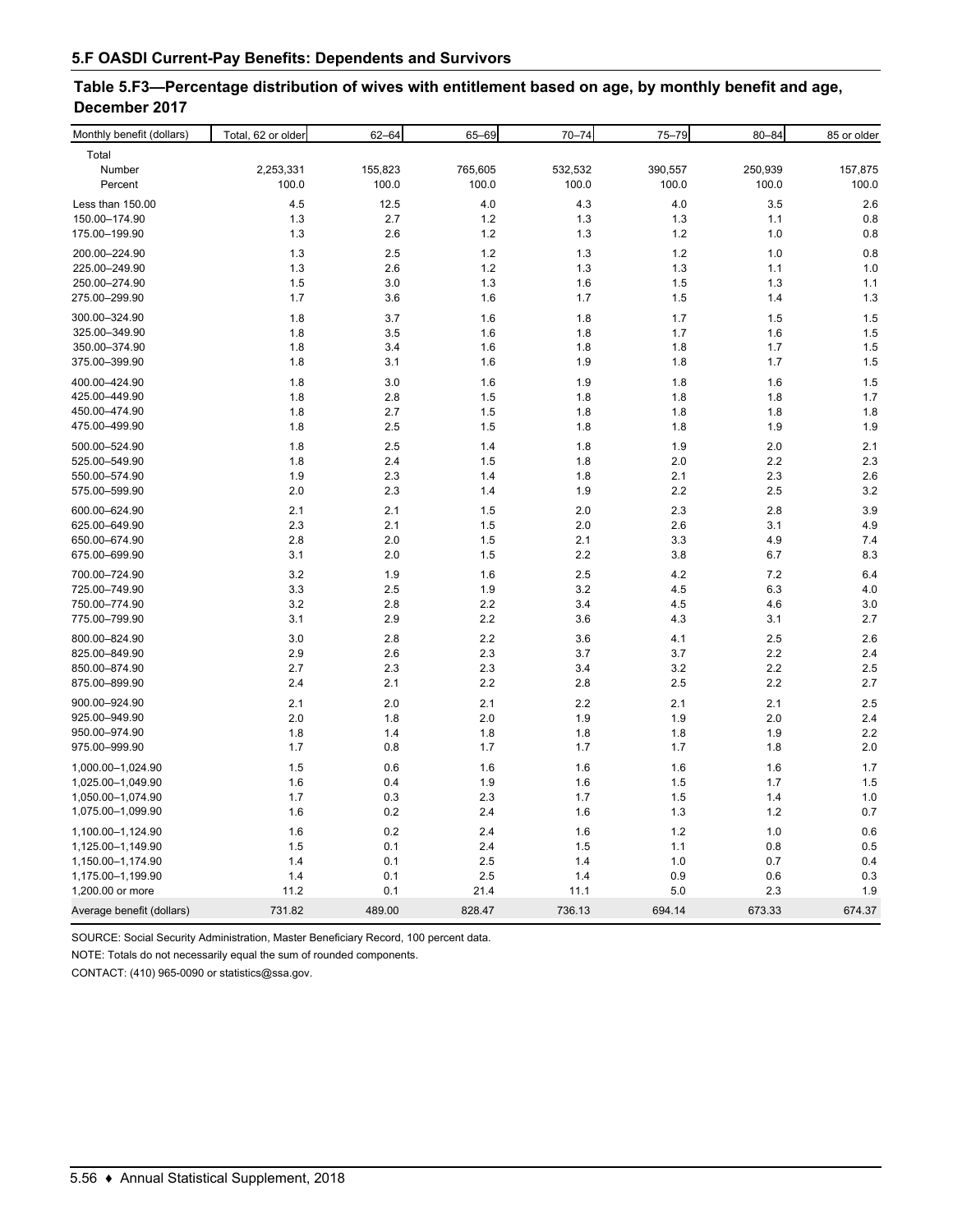## 5.F OASDI Current-Pay Benefits: Dependents and Survivors

### Table 5.F3—Percentage distribution of wives with entitlement based on age, by monthly benefit and age, December 2017

| Monthly benefit (dollars) | Total, 62 or older | 62–64 | 65–69 | 70–74 | 75–79 | 80–84 | 85 or older |
|---|---|---|---|---|---|---|---|
| Total | | | | | | | |
| Number | 2,253,331 | 155,823 | 765,605 | 532,532 | 390,557 | 250,939 | 157,875 |
| Percent | 100.0 | 100.0 | 100.0 | 100.0 | 100.0 | 100.0 | 100.0 |
| Less than 150.00 | 4.5 | 12.5 | 4.0 | 4.3 | 4.0 | 3.5 | 2.6 |
| 150.00–174.90 | 1.3 | 2.7 | 1.2 | 1.3 | 1.3 | 1.1 | 0.8 |
| 175.00–199.90 | 1.3 | 2.6 | 1.2 | 1.3 | 1.2 | 1.0 | 0.8 |
| 200.00–224.90 | 1.3 | 2.5 | 1.2 | 1.3 | 1.2 | 1.0 | 0.8 |
| 225.00–249.90 | 1.3 | 2.6 | 1.2 | 1.3 | 1.3 | 1.1 | 1.0 |
| 250.00–274.90 | 1.5 | 3.0 | 1.3 | 1.6 | 1.5 | 1.3 | 1.1 |
| 275.00–299.90 | 1.7 | 3.6 | 1.6 | 1.7 | 1.5 | 1.4 | 1.3 |
| 300.00–324.90 | 1.8 | 3.7 | 1.6 | 1.8 | 1.7 | 1.5 | 1.5 |
| 325.00–349.90 | 1.8 | 3.5 | 1.6 | 1.8 | 1.7 | 1.6 | 1.5 |
| 350.00–374.90 | 1.8 | 3.4 | 1.6 | 1.8 | 1.8 | 1.7 | 1.5 |
| 375.00–399.90 | 1.8 | 3.1 | 1.6 | 1.9 | 1.8 | 1.7 | 1.5 |
| 400.00–424.90 | 1.8 | 3.0 | 1.6 | 1.9 | 1.8 | 1.6 | 1.5 |
| 425.00–449.90 | 1.8 | 2.8 | 1.5 | 1.8 | 1.8 | 1.8 | 1.7 |
| 450.00–474.90 | 1.8 | 2.7 | 1.5 | 1.8 | 1.8 | 1.8 | 1.8 |
| 475.00–499.90 | 1.8 | 2.5 | 1.5 | 1.8 | 1.8 | 1.9 | 1.9 |
| 500.00–524.90 | 1.8 | 2.5 | 1.4 | 1.8 | 1.9 | 2.0 | 2.1 |
| 525.00–549.90 | 1.8 | 2.4 | 1.5 | 1.8 | 2.0 | 2.2 | 2.3 |
| 550.00–574.90 | 1.9 | 2.3 | 1.4 | 1.8 | 2.1 | 2.3 | 2.6 |
| 575.00–599.90 | 2.0 | 2.3 | 1.4 | 1.9 | 2.2 | 2.5 | 3.2 |
| 600.00–624.90 | 2.1 | 2.1 | 1.5 | 2.0 | 2.3 | 2.8 | 3.9 |
| 625.00–649.90 | 2.3 | 2.1 | 1.5 | 2.0 | 2.6 | 3.1 | 4.9 |
| 650.00–674.90 | 2.8 | 2.0 | 1.5 | 2.1 | 3.3 | 4.9 | 7.4 |
| 675.00–699.90 | 3.1 | 2.0 | 1.5 | 2.2 | 3.8 | 6.7 | 8.3 |
| 700.00–724.90 | 3.2 | 1.9 | 1.6 | 2.5 | 4.2 | 7.2 | 6.4 |
| 725.00–749.90 | 3.3 | 2.5 | 1.9 | 3.2 | 4.5 | 6.3 | 4.0 |
| 750.00–774.90 | 3.2 | 2.8 | 2.2 | 3.4 | 4.5 | 4.6 | 3.0 |
| 775.00–799.90 | 3.1 | 2.9 | 2.2 | 3.6 | 4.3 | 3.1 | 2.7 |
| 800.00–824.90 | 3.0 | 2.8 | 2.2 | 3.6 | 4.1 | 2.5 | 2.6 |
| 825.00–849.90 | 2.9 | 2.6 | 2.3 | 3.7 | 3.7 | 2.2 | 2.4 |
| 850.00–874.90 | 2.7 | 2.3 | 2.3 | 3.4 | 3.2 | 2.2 | 2.5 |
| 875.00–899.90 | 2.4 | 2.1 | 2.2 | 2.8 | 2.5 | 2.2 | 2.7 |
| 900.00–924.90 | 2.1 | 2.0 | 2.1 | 2.2 | 2.1 | 2.1 | 2.5 |
| 925.00–949.90 | 2.0 | 1.8 | 2.0 | 1.9 | 1.9 | 2.0 | 2.4 |
| 950.00–974.90 | 1.8 | 1.4 | 1.8 | 1.8 | 1.8 | 1.9 | 2.2 |
| 975.00–999.90 | 1.7 | 0.8 | 1.7 | 1.7 | 1.7 | 1.8 | 2.0 |
| 1,000.00–1,024.90 | 1.5 | 0.6 | 1.6 | 1.6 | 1.6 | 1.6 | 1.7 |
| 1,025.00–1,049.90 | 1.6 | 0.4 | 1.9 | 1.6 | 1.5 | 1.7 | 1.5 |
| 1,050.00–1,074.90 | 1.7 | 0.3 | 2.3 | 1.7 | 1.5 | 1.4 | 1.0 |
| 1,075.00–1,099.90 | 1.6 | 0.2 | 2.4 | 1.6 | 1.3 | 1.2 | 0.7 |
| 1,100.00–1,124.90 | 1.6 | 0.2 | 2.4 | 1.6 | 1.2 | 1.0 | 0.6 |
| 1,125.00–1,149.90 | 1.5 | 0.1 | 2.4 | 1.5 | 1.1 | 0.8 | 0.5 |
| 1,150.00–1,174.90 | 1.4 | 0.1 | 2.5 | 1.4 | 1.0 | 0.7 | 0.4 |
| 1,175.00–1,199.90 | 1.4 | 0.1 | 2.5 | 1.4 | 0.9 | 0.6 | 0.3 |
| 1,200.00 or more | 11.2 | 0.1 | 21.4 | 11.1 | 5.0 | 2.3 | 1.9 |
| Average benefit (dollars) | 731.82 | 489.00 | 828.47 | 736.13 | 694.14 | 673.33 | 674.37 |

SOURCE: Social Security Administration, Master Beneficiary Record, 100 percent data.

NOTE: Totals do not necessarily equal the sum of rounded components.

CONTACT: (410) 965-0090 or statistics@ssa.gov.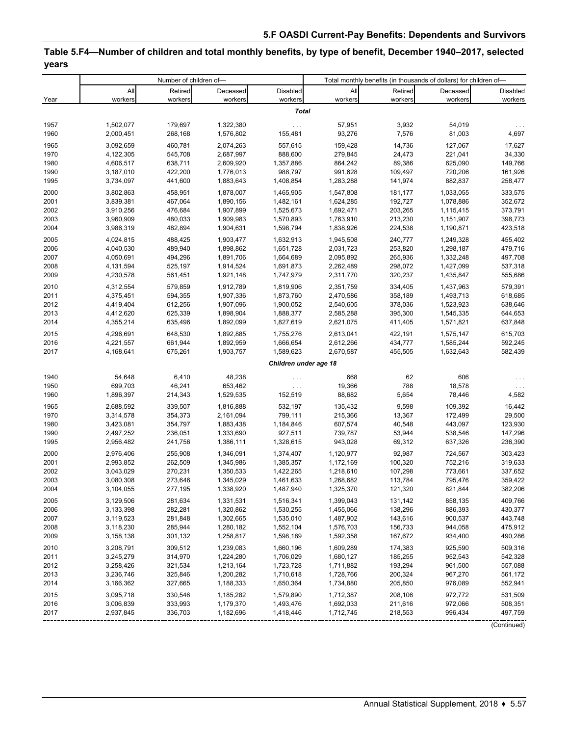## Table 5.F4—Number of children and total monthly benefits, by type of benefit, December 1940–2017, selected years

| Year | Number of children of— | | | | Total monthly benefits (in thousands of dollars) for children of— | | | |
|---|---|---|---|---|---|---|---|---|
| | All workers | Retired workers | Deceased workers | Disabled workers | All workers | Retired workers | Deceased workers | Disabled workers |
| | | | | ***Total*** | | | | |
| 1957 | 1,502,077 | 179,697 | 1,322,380 | . . . | 57,951 | 3,932 | 54,019 | . . . |
| 1960 | 2,000,451 | 268,168 | 1,576,802 | 155,481 | 93,276 | 7,576 | 81,003 | 4,697 |
| 1965 | 3,092,659 | 460,781 | 2,074,263 | 557,615 | 159,428 | 14,736 | 127,067 | 17,627 |
| 1970 | 4,122,305 | 545,708 | 2,687,997 | 888,600 | 279,845 | 24,473 | 221,041 | 34,330 |
| 1980 | 4,606,517 | 638,711 | 2,609,920 | 1,357,886 | 864,242 | 89,386 | 625,090 | 149,766 |
| 1990 | 3,187,010 | 422,200 | 1,776,013 | 988,797 | 991,628 | 109,497 | 720,206 | 161,926 |
| 1995 | 3,734,097 | 441,600 | 1,883,643 | 1,408,854 | 1,283,288 | 141,974 | 882,837 | 258,477 |
| 2000 | 3,802,863 | 458,951 | 1,878,007 | 1,465,905 | 1,547,808 | 181,177 | 1,033,055 | 333,575 |
| 2001 | 3,839,381 | 467,064 | 1,890,156 | 1,482,161 | 1,624,285 | 192,727 | 1,078,886 | 352,672 |
| 2002 | 3,910,256 | 476,684 | 1,907,899 | 1,525,673 | 1,692,471 | 203,265 | 1,115,415 | 373,791 |
| 2003 | 3,960,909 | 480,033 | 1,909,983 | 1,570,893 | 1,763,910 | 213,230 | 1,151,907 | 398,773 |
| 2004 | 3,986,319 | 482,894 | 1,904,631 | 1,598,794 | 1,838,926 | 224,538 | 1,190,871 | 423,518 |
| 2005 | 4,024,815 | 488,425 | 1,903,477 | 1,632,913 | 1,945,508 | 240,777 | 1,249,328 | 455,402 |
| 2006 | 4,040,530 | 489,940 | 1,898,862 | 1,651,728 | 2,031,723 | 253,820 | 1,298,187 | 479,716 |
| 2007 | 4,050,691 | 494,296 | 1,891,706 | 1,664,689 | 2,095,892 | 265,936 | 1,332,248 | 497,708 |
| 2008 | 4,131,594 | 525,197 | 1,914,524 | 1,691,873 | 2,262,489 | 298,072 | 1,427,099 | 537,318 |
| 2009 | 4,230,578 | 561,451 | 1,921,148 | 1,747,979 | 2,311,770 | 320,237 | 1,435,847 | 555,686 |
| 2010 | 4,312,554 | 579,859 | 1,912,789 | 1,819,906 | 2,351,759 | 334,405 | 1,437,963 | 579,391 |
| 2011 | 4,375,451 | 594,355 | 1,907,336 | 1,873,760 | 2,470,586 | 358,189 | 1,493,713 | 618,685 |
| 2012 | 4,419,404 | 612,256 | 1,907,096 | 1,900,052 | 2,540,605 | 378,036 | 1,523,923 | 638,646 |
| 2013 | 4,412,620 | 625,339 | 1,898,904 | 1,888,377 | 2,585,288 | 395,300 | 1,545,335 | 644,653 |
| 2014 | 4,355,214 | 635,496 | 1,892,099 | 1,827,619 | 2,621,075 | 411,405 | 1,571,821 | 637,848 |
| 2015 | 4,296,691 | 648,530 | 1,892,885 | 1,755,276 | 2,613,041 | 422,191 | 1,575,147 | 615,703 |
| 2016 | 4,221,557 | 661,944 | 1,892,959 | 1,666,654 | 2,612,266 | 434,777 | 1,585,244 | 592,245 |
| 2017 | 4,168,641 | 675,261 | 1,903,757 | 1,589,623 | 2,670,587 | 455,505 | 1,632,643 | 582,439 |
| | | | | ***Children under age 18*** | | | | |
| 1940 | 54,648 | 6,410 | 48,238 | . . . | 668 | 62 | 606 | . . . |
| 1950 | 699,703 | 46,241 | 653,462 | . . . | 19,366 | 788 | 18,578 | . . . |
| 1960 | 1,896,397 | 214,343 | 1,529,535 | 152,519 | 88,682 | 5,654 | 78,446 | 4,582 |
| 1965 | 2,688,592 | 339,507 | 1,816,888 | 532,197 | 135,432 | 9,598 | 109,392 | 16,442 |
| 1970 | 3,314,578 | 354,373 | 2,161,094 | 799,111 | 215,366 | 13,367 | 172,499 | 29,500 |
| 1980 | 3,423,081 | 354,797 | 1,883,438 | 1,184,846 | 607,574 | 40,548 | 443,097 | 123,930 |
| 1990 | 2,497,252 | 236,051 | 1,333,690 | 927,511 | 739,787 | 53,944 | 538,546 | 147,296 |
| 1995 | 2,956,482 | 241,756 | 1,386,111 | 1,328,615 | 943,028 | 69,312 | 637,326 | 236,390 |
| 2000 | 2,976,406 | 255,908 | 1,346,091 | 1,374,407 | 1,120,977 | 92,987 | 724,567 | 303,423 |
| 2001 | 2,993,852 | 262,509 | 1,345,986 | 1,385,357 | 1,172,169 | 100,320 | 752,216 | 319,633 |
| 2002 | 3,043,029 | 270,231 | 1,350,533 | 1,422,265 | 1,218,610 | 107,298 | 773,661 | 337,652 |
| 2003 | 3,080,308 | 273,646 | 1,345,029 | 1,461,633 | 1,268,682 | 113,784 | 795,476 | 359,422 |
| 2004 | 3,104,055 | 277,195 | 1,338,920 | 1,487,940 | 1,325,370 | 121,320 | 821,844 | 382,206 |
| 2005 | 3,129,506 | 281,634 | 1,331,531 | 1,516,341 | 1,399,043 | 131,142 | 858,135 | 409,766 |
| 2006 | 3,133,398 | 282,281 | 1,320,862 | 1,530,255 | 1,455,066 | 138,296 | 886,393 | 430,377 |
| 2007 | 3,119,523 | 281,848 | 1,302,665 | 1,535,010 | 1,487,902 | 143,616 | 900,537 | 443,748 |
| 2008 | 3,118,230 | 285,944 | 1,280,182 | 1,552,104 | 1,576,703 | 156,733 | 944,058 | 475,912 |
| 2009 | 3,158,138 | 301,132 | 1,258,817 | 1,598,189 | 1,592,358 | 167,672 | 934,400 | 490,286 |
| 2010 | 3,208,791 | 309,512 | 1,239,083 | 1,660,196 | 1,609,289 | 174,383 | 925,590 | 509,316 |
| 2011 | 3,245,279 | 314,970 | 1,224,280 | 1,706,029 | 1,680,127 | 185,255 | 952,543 | 542,328 |
| 2012 | 3,258,426 | 321,534 | 1,213,164 | 1,723,728 | 1,711,882 | 193,294 | 961,500 | 557,088 |
| 2013 | 3,236,746 | 325,846 | 1,200,282 | 1,710,618 | 1,728,766 | 200,324 | 967,270 | 561,172 |
| 2014 | 3,166,362 | 327,665 | 1,188,333 | 1,650,364 | 1,734,880 | 205,850 | 976,089 | 552,941 |
| 2015 | 3,095,718 | 330,546 | 1,185,282 | 1,579,890 | 1,712,387 | 208,106 | 972,772 | 531,509 |
| 2016 | 3,006,839 | 333,993 | 1,179,370 | 1,493,476 | 1,692,033 | 211,616 | 972,066 | 508,351 |
| 2017 | 2,937,845 | 336,703 | 1,182,696 | 1,418,446 | 1,712,745 | 218,553 | 996,434 | 497,759 |

(Continued)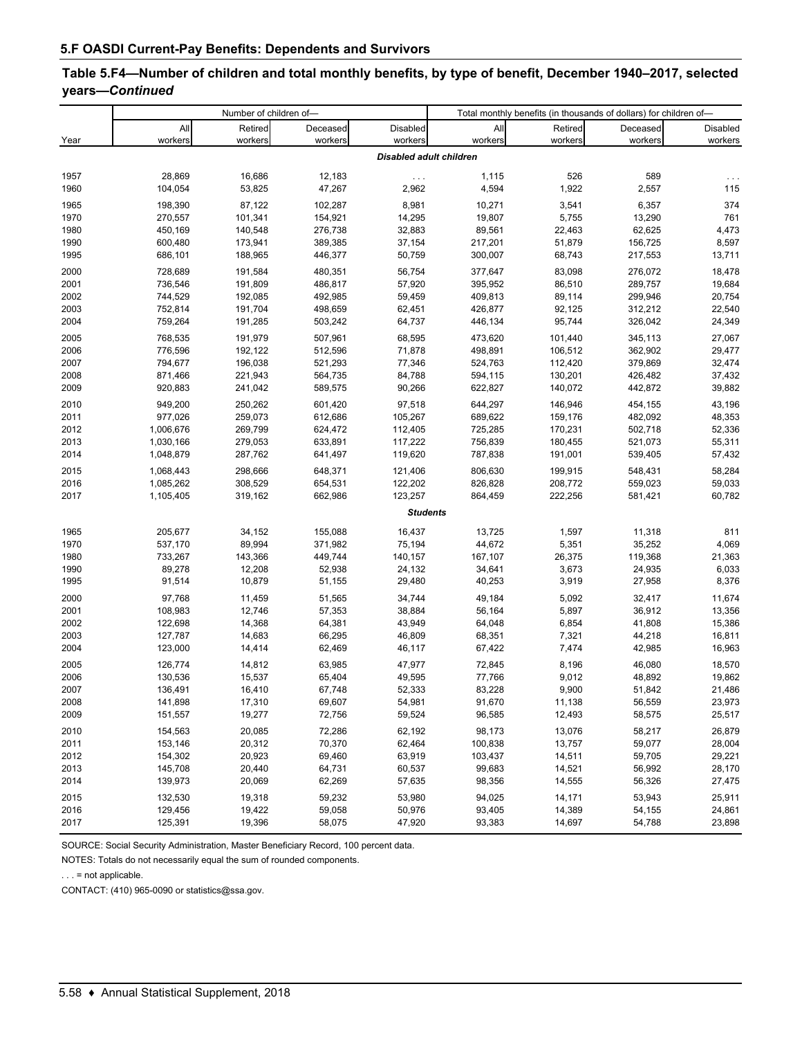## 5.F OASDI Current-Pay Benefits: Dependents and Survivors

### Table 5.F4—Number of children and total monthly benefits, by type of benefit, December 1940–2017, selected years—*Continued*

| Year | Number of children of— | | | | Total monthly benefits (in thousands of dollars) for children of— | | | |
|---|---|---|---|---|---|---|---|---|
| | All workers | Retired workers | Deceased workers | Disabled workers | All workers | Retired workers | Deceased workers | Disabled workers |
| | | | | ***Disabled adult children*** | | | | |
| 1957 | 28,869 | 16,686 | 12,183 | . . . | 1,115 | 526 | 589 | . . . |
| 1960 | 104,054 | 53,825 | 47,267 | 2,962 | 4,594 | 1,922 | 2,557 | 115 |
| 1965 | 198,390 | 87,122 | 102,287 | 8,981 | 10,271 | 3,541 | 6,357 | 374 |
| 1970 | 270,557 | 101,341 | 154,921 | 14,295 | 19,807 | 5,755 | 13,290 | 761 |
| 1980 | 450,169 | 140,548 | 276,738 | 32,883 | 89,561 | 22,463 | 62,625 | 4,473 |
| 1990 | 600,480 | 173,941 | 389,385 | 37,154 | 217,201 | 51,879 | 156,725 | 8,597 |
| 1995 | 686,101 | 188,965 | 446,377 | 50,759 | 300,007 | 68,743 | 217,553 | 13,711 |
| 2000 | 728,689 | 191,584 | 480,351 | 56,754 | 377,647 | 83,098 | 276,072 | 18,478 |
| 2001 | 736,546 | 191,809 | 486,817 | 57,920 | 395,952 | 86,510 | 289,757 | 19,684 |
| 2002 | 744,529 | 192,085 | 492,985 | 59,459 | 409,813 | 89,114 | 299,946 | 20,754 |
| 2003 | 752,814 | 191,704 | 498,659 | 62,451 | 426,877 | 92,125 | 312,212 | 22,540 |
| 2004 | 759,264 | 191,285 | 503,242 | 64,737 | 446,134 | 95,744 | 326,042 | 24,349 |
| 2005 | 768,535 | 191,979 | 507,961 | 68,595 | 473,620 | 101,440 | 345,113 | 27,067 |
| 2006 | 776,596 | 192,122 | 512,596 | 71,878 | 498,891 | 106,512 | 362,902 | 29,477 |
| 2007 | 794,677 | 196,038 | 521,293 | 77,346 | 524,763 | 112,420 | 379,869 | 32,474 |
| 2008 | 871,466 | 221,943 | 564,735 | 84,788 | 594,115 | 130,201 | 426,482 | 37,432 |
| 2009 | 920,883 | 241,042 | 589,575 | 90,266 | 622,827 | 140,072 | 442,872 | 39,882 |
| 2010 | 949,200 | 250,262 | 601,420 | 97,518 | 644,297 | 146,946 | 454,155 | 43,196 |
| 2011 | 977,026 | 259,073 | 612,686 | 105,267 | 689,622 | 159,176 | 482,092 | 48,353 |
| 2012 | 1,006,676 | 269,799 | 624,472 | 112,405 | 725,285 | 170,231 | 502,718 | 52,336 |
| 2013 | 1,030,166 | 279,053 | 633,891 | 117,222 | 756,839 | 180,455 | 521,073 | 55,311 |
| 2014 | 1,048,879 | 287,762 | 641,497 | 119,620 | 787,838 | 191,001 | 539,405 | 57,432 |
| 2015 | 1,068,443 | 298,666 | 648,371 | 121,406 | 806,630 | 199,915 | 548,431 | 58,284 |
| 2016 | 1,085,262 | 308,529 | 654,531 | 122,202 | 826,828 | 208,772 | 559,023 | 59,033 |
| 2017 | 1,105,405 | 319,162 | 662,986 | 123,257 | 864,459 | 222,256 | 581,421 | 60,782 |
| | | | | ***Students*** | | | | |
| 1965 | 205,677 | 34,152 | 155,088 | 16,437 | 13,725 | 1,597 | 11,318 | 811 |
| 1970 | 537,170 | 89,994 | 371,982 | 75,194 | 44,672 | 5,351 | 35,252 | 4,069 |
| 1980 | 733,267 | 143,366 | 449,744 | 140,157 | 167,107 | 26,375 | 119,368 | 21,363 |
| 1990 | 89,278 | 12,208 | 52,938 | 24,132 | 34,641 | 3,673 | 24,935 | 6,033 |
| 1995 | 91,514 | 10,879 | 51,155 | 29,480 | 40,253 | 3,919 | 27,958 | 8,376 |
| 2000 | 97,768 | 11,459 | 51,565 | 34,744 | 49,184 | 5,092 | 32,417 | 11,674 |
| 2001 | 108,983 | 12,746 | 57,353 | 38,884 | 56,164 | 5,897 | 36,912 | 13,356 |
| 2002 | 122,698 | 14,368 | 64,381 | 43,949 | 64,048 | 6,854 | 41,808 | 15,386 |
| 2003 | 127,787 | 14,683 | 66,295 | 46,809 | 68,351 | 7,321 | 44,218 | 16,811 |
| 2004 | 123,000 | 14,414 | 62,469 | 46,117 | 67,422 | 7,474 | 42,985 | 16,963 |
| 2005 | 126,774 | 14,812 | 63,985 | 47,977 | 72,845 | 8,196 | 46,080 | 18,570 |
| 2006 | 130,536 | 15,537 | 65,404 | 49,595 | 77,766 | 9,012 | 48,892 | 19,862 |
| 2007 | 136,491 | 16,410 | 67,748 | 52,333 | 83,228 | 9,900 | 51,842 | 21,486 |
| 2008 | 141,898 | 17,310 | 69,607 | 54,981 | 91,670 | 11,138 | 56,559 | 23,973 |
| 2009 | 151,557 | 19,277 | 72,756 | 59,524 | 96,585 | 12,493 | 58,575 | 25,517 |
| 2010 | 154,563 | 20,085 | 72,286 | 62,192 | 98,173 | 13,076 | 58,217 | 26,879 |
| 2011 | 153,146 | 20,312 | 70,370 | 62,464 | 100,838 | 13,757 | 59,077 | 28,004 |
| 2012 | 154,302 | 20,923 | 69,460 | 63,919 | 103,437 | 14,511 | 59,705 | 29,221 |
| 2013 | 145,708 | 20,440 | 64,731 | 60,537 | 99,683 | 14,521 | 56,992 | 28,170 |
| 2014 | 139,973 | 20,069 | 62,269 | 57,635 | 98,356 | 14,555 | 56,326 | 27,475 |
| 2015 | 132,530 | 19,318 | 59,232 | 53,980 | 94,025 | 14,171 | 53,943 | 25,911 |
| 2016 | 129,456 | 19,422 | 59,058 | 50,976 | 93,405 | 14,389 | 54,155 | 24,861 |
| 2017 | 125,391 | 19,396 | 58,075 | 47,920 | 93,383 | 14,697 | 54,788 | 23,898 |

SOURCE: Social Security Administration, Master Beneficiary Record, 100 percent data.

NOTES: Totals do not necessarily equal the sum of rounded components.

. . . = not applicable.

CONTACT: (410) 965-0090 or statistics@ssa.gov.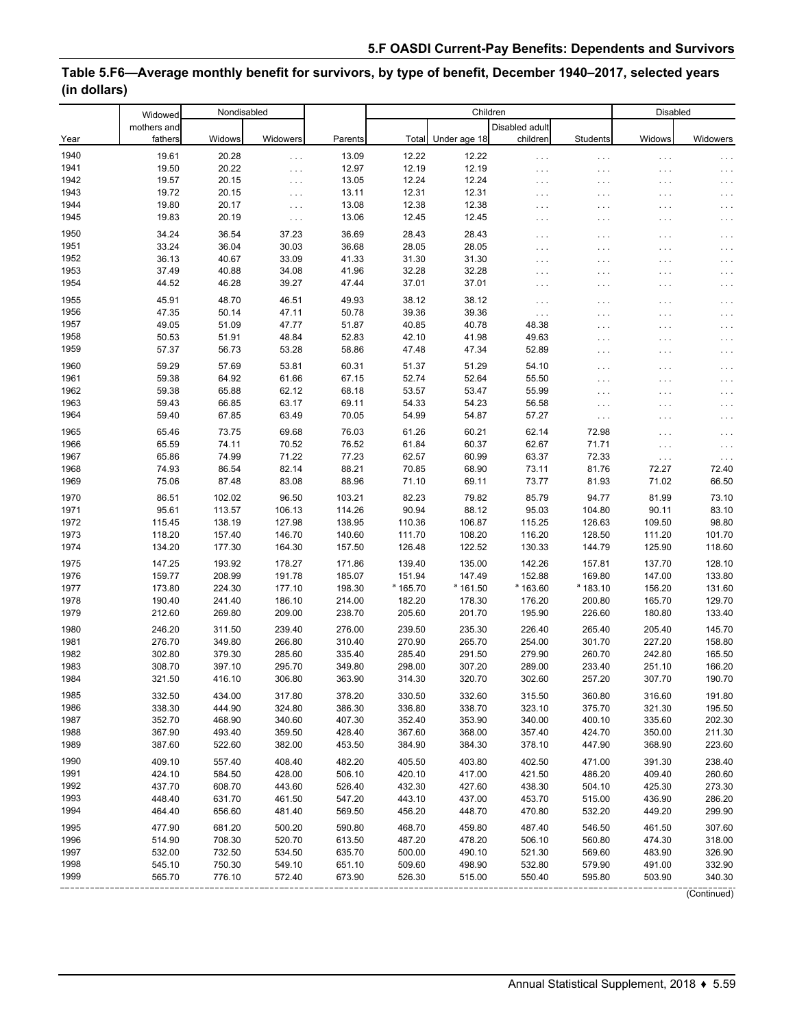## Table 5.F6—Average monthly benefit for survivors, by type of benefit, December 1940–2017, selected years (in dollars)

| Year | Widowed mothers and fathers | Nondisabled | | Parents | Children | | | | Disabled | |
|---|---|---|---|---|---|---|---|---|---|---|
| | | Widows | Widowers | | Total | Under age 18 | Disabled adult children | Students | Widows | Widowers |
| 1940 | 19.61 | 20.28 | . . . | 13.09 | 12.22 | 12.22 | . . . | . . . | . . . | . . . |
| 1941 | 19.50 | 20.22 | . . . | 12.97 | 12.19 | 12.19 | . . . | . . . | . . . | . . . |
| 1942 | 19.57 | 20.15 | . . . | 13.05 | 12.24 | 12.24 | . . . | . . . | . . . | . . . |
| 1943 | 19.72 | 20.15 | . . . | 13.11 | 12.31 | 12.31 | . . . | . . . | . . . | . . . |
| 1944 | 19.80 | 20.17 | . . . | 13.08 | 12.38 | 12.38 | . . . | . . . | . . . | . . . |
| 1945 | 19.83 | 20.19 | . . . | 13.06 | 12.45 | 12.45 | . . . | . . . | . . . | . . . |
| 1950 | 34.24 | 36.54 | 37.23 | 36.69 | 28.43 | 28.43 | . . . | . . . | . . . | . . . |
| 1951 | 33.24 | 36.04 | 30.03 | 36.68 | 28.05 | 28.05 | . . . | . . . | . . . | . . . |
| 1952 | 36.13 | 40.67 | 33.09 | 41.33 | 31.30 | 31.30 | . . . | . . . | . . . | . . . |
| 1953 | 37.49 | 40.88 | 34.08 | 41.96 | 32.28 | 32.28 | . . . | . . . | . . . | . . . |
| 1954 | 44.52 | 46.28 | 39.27 | 47.44 | 37.01 | 37.01 | . . . | . . . | . . . | . . . |
| 1955 | 45.91 | 48.70 | 46.51 | 49.93 | 38.12 | 38.12 | . . . | . . . | . . . | . . . |
| 1956 | 47.35 | 50.14 | 47.11 | 50.78 | 39.36 | 39.36 | . . . | . . . | . . . | . . . |
| 1957 | 49.05 | 51.09 | 47.77 | 51.87 | 40.85 | 40.78 | 48.38 | . . . | . . . | . . . |
| 1958 | 50.53 | 51.91 | 48.84 | 52.83 | 42.10 | 41.98 | 49.63 | . . . | . . . | . . . |
| 1959 | 57.37 | 56.73 | 53.28 | 58.86 | 47.48 | 47.34 | 52.89 | . . . | . . . | . . . |
| 1960 | 59.29 | 57.69 | 53.81 | 60.31 | 51.37 | 51.29 | 54.10 | . . . | . . . | . . . |
| 1961 | 59.38 | 64.92 | 61.66 | 67.15 | 52.74 | 52.64 | 55.50 | . . . | . . . | . . . |
| 1962 | 59.38 | 65.88 | 62.12 | 68.18 | 53.57 | 53.47 | 55.99 | . . . | . . . | . . . |
| 1963 | 59.43 | 66.85 | 63.17 | 69.11 | 54.33 | 54.23 | 56.58 | . . . | . . . | . . . |
| 1964 | 59.40 | 67.85 | 63.49 | 70.05 | 54.99 | 54.87 | 57.27 | . . . | . . . | . . . |
| 1965 | 65.46 | 73.75 | 69.68 | 76.03 | 61.26 | 60.21 | 62.14 | 72.98 | . . . | . . . |
| 1966 | 65.59 | 74.11 | 70.52 | 76.52 | 61.84 | 60.37 | 62.67 | 71.71 | . . . | . . . |
| 1967 | 65.86 | 74.99 | 71.22 | 77.23 | 62.57 | 60.99 | 63.37 | 72.33 | . . . | . . . |
| 1968 | 74.93 | 86.54 | 82.14 | 88.21 | 70.85 | 68.90 | 73.11 | 81.76 | 72.27 | 72.40 |
| 1969 | 75.06 | 87.48 | 83.08 | 88.96 | 71.10 | 69.11 | 73.77 | 81.93 | 71.02 | 66.50 |
| 1970 | 86.51 | 102.02 | 96.50 | 103.21 | 82.23 | 79.82 | 85.79 | 94.77 | 81.99 | 73.10 |
| 1971 | 95.61 | 113.57 | 106.13 | 114.26 | 90.94 | 88.12 | 95.03 | 104.80 | 90.11 | 83.10 |
| 1972 | 115.45 | 138.19 | 127.98 | 138.95 | 110.36 | 106.87 | 115.25 | 126.63 | 109.50 | 98.80 |
| 1973 | 118.20 | 157.40 | 146.70 | 140.60 | 111.70 | 108.20 | 116.20 | 128.50 | 111.20 | 101.70 |
| 1974 | 134.20 | 177.30 | 164.30 | 157.50 | 126.48 | 122.52 | 130.33 | 144.79 | 125.90 | 118.60 |
| 1975 | 147.25 | 193.92 | 178.27 | 171.86 | 139.40 | 135.00 | 142.26 | 157.81 | 137.70 | 128.10 |
| 1976 | 159.77 | 208.99 | 191.78 | 185.07 | 151.94 | 147.49 | 152.88 | 169.80 | 147.00 | 133.80 |
| 1977 | 173.80 | 224.30 | 177.10 | 198.30 | [a] 165.70 | [a] 161.50 | [a] 163.60 | [a] 183.10 | 156.20 | 131.60 |
| 1978 | 190.40 | 241.40 | 186.10 | 214.00 | 182.20 | 178.30 | 176.20 | 200.80 | 165.70 | 129.70 |
| 1979 | 212.60 | 269.80 | 209.00 | 238.70 | 205.60 | 201.70 | 195.90 | 226.60 | 180.80 | 133.40 |
| 1980 | 246.20 | 311.50 | 239.40 | 276.00 | 239.50 | 235.30 | 226.40 | 265.40 | 205.40 | 145.70 |
| 1981 | 276.70 | 349.80 | 266.80 | 310.40 | 270.90 | 265.70 | 254.00 | 301.70 | 227.20 | 158.80 |
| 1982 | 302.80 | 379.30 | 285.60 | 335.40 | 285.40 | 291.50 | 279.90 | 260.70 | 242.80 | 165.50 |
| 1983 | 308.70 | 397.10 | 295.70 | 349.80 | 298.00 | 307.20 | 289.00 | 233.40 | 251.10 | 166.20 |
| 1984 | 321.50 | 416.10 | 306.80 | 363.90 | 314.30 | 320.70 | 302.60 | 257.20 | 307.70 | 190.70 |
| 1985 | 332.50 | 434.00 | 317.80 | 378.20 | 330.50 | 332.60 | 315.50 | 360.80 | 316.60 | 191.80 |
| 1986 | 338.30 | 444.90 | 324.80 | 386.30 | 336.80 | 338.70 | 323.10 | 375.70 | 321.30 | 195.50 |
| 1987 | 352.70 | 468.90 | 340.60 | 407.30 | 352.40 | 353.90 | 340.00 | 400.10 | 335.60 | 202.30 |
| 1988 | 367.90 | 493.40 | 359.50 | 428.40 | 367.60 | 368.00 | 357.40 | 424.70 | 350.00 | 211.30 |
| 1989 | 387.60 | 522.60 | 382.00 | 453.50 | 384.90 | 384.30 | 378.10 | 447.90 | 368.90 | 223.60 |
| 1990 | 409.10 | 557.40 | 408.40 | 482.20 | 405.50 | 403.80 | 402.50 | 471.00 | 391.30 | 238.40 |
| 1991 | 424.10 | 584.50 | 428.00 | 506.10 | 420.10 | 417.00 | 421.50 | 486.20 | 409.40 | 260.60 |
| 1992 | 437.70 | 608.70 | 443.60 | 526.40 | 432.30 | 427.60 | 438.30 | 504.10 | 425.30 | 273.30 |
| 1993 | 448.40 | 631.70 | 461.50 | 547.20 | 443.10 | 437.00 | 453.70 | 515.00 | 436.90 | 286.20 |
| 1994 | 464.40 | 656.60 | 481.40 | 569.50 | 456.20 | 448.70 | 470.80 | 532.20 | 449.20 | 299.90 |
| 1995 | 477.90 | 681.20 | 500.20 | 590.80 | 468.70 | 459.80 | 487.40 | 546.50 | 461.50 | 307.60 |
| 1996 | 514.90 | 708.30 | 520.70 | 613.50 | 487.20 | 478.20 | 506.10 | 560.80 | 474.30 | 318.00 |
| 1997 | 532.00 | 732.50 | 534.50 | 635.70 | 500.00 | 490.10 | 521.30 | 569.60 | 483.90 | 326.90 |
| 1998 | 545.10 | 750.30 | 549.10 | 651.10 | 509.60 | 498.90 | 532.80 | 579.90 | 491.00 | 332.90 |
| 1999 | 565.70 | 776.10 | 572.40 | 673.90 | 526.30 | 515.00 | 550.40 | 595.80 | 503.90 | 340.30 |

(Continued)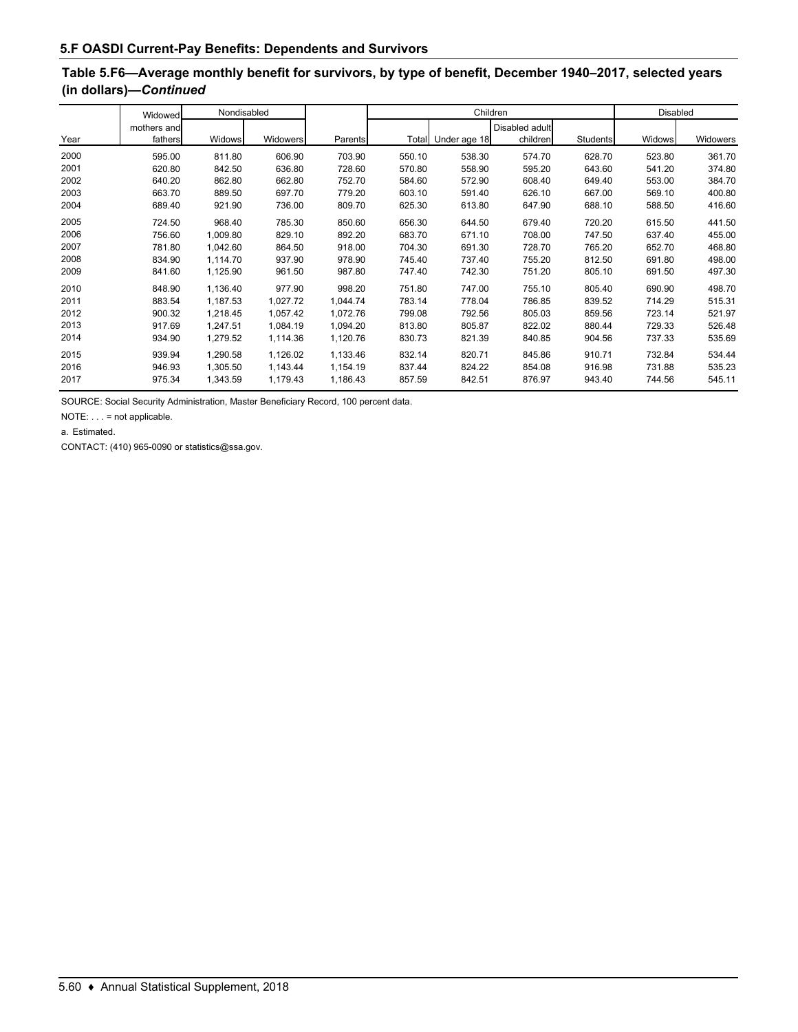## 5.F OASDI Current-Pay Benefits: Dependents and Survivors

### Table 5.F6—Average monthly benefit for survivors, by type of benefit, December 1940–2017, selected years (in dollars)—*Continued*

| Year | Widowed mothers and fathers | Nondisabled | | Parents | Children | | | | Disabled | |
|---|---|---|---|---|---|---|---|---|---|---|
| | | Widows | Widowers | | Total | Under age 18 | Disabled adult children | Students | Widows | Widowers |
| 2000 | 595.00 | 811.80 | 606.90 | 703.90 | 550.10 | 538.30 | 574.70 | 628.70 | 523.80 | 361.70 |
| 2001 | 620.80 | 842.50 | 636.80 | 728.60 | 570.80 | 558.90 | 595.20 | 643.60 | 541.20 | 374.80 |
| 2002 | 640.20 | 862.80 | 662.80 | 752.70 | 584.60 | 572.90 | 608.40 | 649.40 | 553.00 | 384.70 |
| 2003 | 663.70 | 889.50 | 697.70 | 779.20 | 603.10 | 591.40 | 626.10 | 667.00 | 569.10 | 400.80 |
| 2004 | 689.40 | 921.90 | 736.00 | 809.70 | 625.30 | 613.80 | 647.90 | 688.10 | 588.50 | 416.60 |
| 2005 | 724.50 | 968.40 | 785.30 | 850.60 | 656.30 | 644.50 | 679.40 | 720.20 | 615.50 | 441.50 |
| 2006 | 756.60 | 1,009.80 | 829.10 | 892.20 | 683.70 | 671.10 | 708.00 | 747.50 | 637.40 | 455.00 |
| 2007 | 781.80 | 1,042.60 | 864.50 | 918.00 | 704.30 | 691.30 | 728.70 | 765.20 | 652.70 | 468.80 |
| 2008 | 834.90 | 1,114.70 | 937.90 | 978.90 | 745.40 | 737.40 | 755.20 | 812.50 | 691.80 | 498.00 |
| 2009 | 841.60 | 1,125.90 | 961.50 | 987.80 | 747.40 | 742.30 | 751.20 | 805.10 | 691.50 | 497.30 |
| 2010 | 848.90 | 1,136.40 | 977.90 | 998.20 | 751.80 | 747.00 | 755.10 | 805.40 | 690.90 | 498.70 |
| 2011 | 883.54 | 1,187.53 | 1,027.72 | 1,044.74 | 783.14 | 778.04 | 786.85 | 839.52 | 714.29 | 515.31 |
| 2012 | 900.32 | 1,218.45 | 1,057.42 | 1,072.76 | 799.08 | 792.56 | 805.03 | 859.56 | 723.14 | 521.97 |
| 2013 | 917.69 | 1,247.51 | 1,084.19 | 1,094.20 | 813.80 | 805.87 | 822.02 | 880.44 | 729.33 | 526.48 |
| 2014 | 934.90 | 1,279.52 | 1,114.36 | 1,120.76 | 830.73 | 821.39 | 840.85 | 904.56 | 737.33 | 535.69 |
| 2015 | 939.94 | 1,290.58 | 1,126.02 | 1,133.46 | 832.14 | 820.71 | 845.86 | 910.71 | 732.84 | 534.44 |
| 2016 | 946.93 | 1,305.50 | 1,143.44 | 1,154.19 | 837.44 | 824.22 | 854.08 | 916.98 | 731.88 | 535.23 |
| 2017 | 975.34 | 1,343.59 | 1,179.43 | 1,186.43 | 857.59 | 842.51 | 876.97 | 943.40 | 744.56 | 545.11 |

SOURCE: Social Security Administration, Master Beneficiary Record, 100 percent data.

NOTE: . . . = not applicable.

a. Estimated.

CONTACT: (410) 965-0090 or statistics@ssa.gov.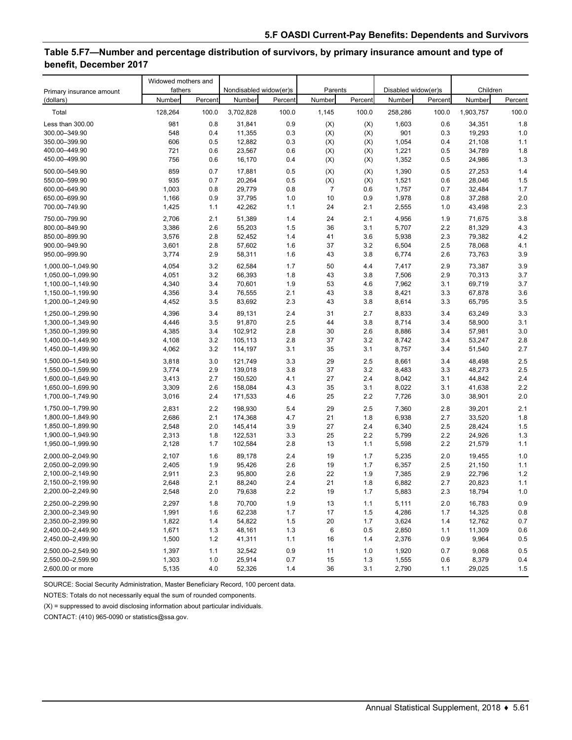## Table 5.F7—Number and percentage distribution of survivors, by primary insurance amount and type of benefit, December 2017

| Primary insurance amount (dollars) | Widowed mothers and fathers | | Nondisabled widow(er)s | | Parents | | Disabled widow(er)s | | Children | |
|---|---|---|---|---|---|---|---|---|---|---|
| | Number | Percent | Number | Percent | Number | Percent | Number | Percent | Number | Percent |
| Total | 128,264 | 100.0 | 3,702,828 | 100.0 | 1,145 | 100.0 | 258,286 | 100.0 | 1,903,757 | 100.0 |
| Less than 300.00 | 981 | 0.8 | 31,841 | 0.9 | (X) | (X) | 1,603 | 0.6 | 34,351 | 1.8 |
| 300.00–349.90 | 548 | 0.4 | 11,355 | 0.3 | (X) | (X) | 901 | 0.3 | 19,293 | 1.0 |
| 350.00–399.90 | 606 | 0.5 | 12,882 | 0.3 | (X) | (X) | 1,054 | 0.4 | 21,108 | 1.1 |
| 400.00–449.90 | 721 | 0.6 | 23,567 | 0.6 | (X) | (X) | 1,221 | 0.5 | 34,789 | 1.8 |
| 450.00–499.90 | 756 | 0.6 | 16,170 | 0.4 | (X) | (X) | 1,352 | 0.5 | 24,986 | 1.3 |
| 500.00–549.90 | 859 | 0.7 | 17,881 | 0.5 | (X) | (X) | 1,390 | 0.5 | 27,253 | 1.4 |
| 550.00–599.90 | 935 | 0.7 | 20,264 | 0.5 | (X) | (X) | 1,521 | 0.6 | 28,046 | 1.5 |
| 600.00–649.90 | 1,003 | 0.8 | 29,779 | 0.8 | 7 | 0.6 | 1,757 | 0.7 | 32,484 | 1.7 |
| 650.00–699.90 | 1,166 | 0.9 | 37,795 | 1.0 | 10 | 0.9 | 1,978 | 0.8 | 37,288 | 2.0 |
| 700.00–749.90 | 1,425 | 1.1 | 42,262 | 1.1 | 24 | 2.1 | 2,555 | 1.0 | 43,498 | 2.3 |
| 750.00–799.90 | 2,706 | 2.1 | 51,389 | 1.4 | 24 | 2.1 | 4,956 | 1.9 | 71,675 | 3.8 |
| 800.00–849.90 | 3,386 | 2.6 | 55,203 | 1.5 | 36 | 3.1 | 5,707 | 2.2 | 81,329 | 4.3 |
| 850.00–899.90 | 3,576 | 2.8 | 52,452 | 1.4 | 41 | 3.6 | 5,938 | 2.3 | 79,382 | 4.2 |
| 900.00–949.90 | 3,601 | 2.8 | 57,602 | 1.6 | 37 | 3.2 | 6,504 | 2.5 | 78,068 | 4.1 |
| 950.00–999.90 | 3,774 | 2.9 | 58,311 | 1.6 | 43 | 3.8 | 6,774 | 2.6 | 73,763 | 3.9 |
| 1,000.00–1,049.90 | 4,054 | 3.2 | 62,584 | 1.7 | 50 | 4.4 | 7,417 | 2.9 | 73,387 | 3.9 |
| 1,050.00–1,099.90 | 4,051 | 3.2 | 66,393 | 1.8 | 43 | 3.8 | 7,506 | 2.9 | 70,313 | 3.7 |
| 1,100.00–1,149.90 | 4,340 | 3.4 | 70,601 | 1.9 | 53 | 4.6 | 7,962 | 3.1 | 69,719 | 3.7 |
| 1,150.00–1,199.90 | 4,356 | 3.4 | 76,555 | 2.1 | 43 | 3.8 | 8,421 | 3.3 | 67,878 | 3.6 |
| 1,200.00–1,249.90 | 4,452 | 3.5 | 83,692 | 2.3 | 43 | 3.8 | 8,614 | 3.3 | 65,795 | 3.5 |
| 1,250.00–1,299.90 | 4,396 | 3.4 | 89,131 | 2.4 | 31 | 2.7 | 8,833 | 3.4 | 63,249 | 3.3 |
| 1,300.00–1,349.90 | 4,446 | 3.5 | 91,870 | 2.5 | 44 | 3.8 | 8,714 | 3.4 | 58,900 | 3.1 |
| 1,350.00–1,399.90 | 4,385 | 3.4 | 102,912 | 2.8 | 30 | 2.6 | 8,886 | 3.4 | 57,981 | 3.0 |
| 1,400.00–1,449.90 | 4,108 | 3.2 | 105,113 | 2.8 | 37 | 3.2 | 8,742 | 3.4 | 53,247 | 2.8 |
| 1,450.00–1,499.90 | 4,062 | 3.2 | 114,197 | 3.1 | 35 | 3.1 | 8,757 | 3.4 | 51,540 | 2.7 |
| 1,500.00–1,549.90 | 3,818 | 3.0 | 121,749 | 3.3 | 29 | 2.5 | 8,661 | 3.4 | 48,498 | 2.5 |
| 1,550.00–1,599.90 | 3,774 | 2.9 | 139,018 | 3.8 | 37 | 3.2 | 8,483 | 3.3 | 48,273 | 2.5 |
| 1,600.00–1,649.90 | 3,413 | 2.7 | 150,520 | 4.1 | 27 | 2.4 | 8,042 | 3.1 | 44,842 | 2.4 |
| 1,650.00–1,699.90 | 3,309 | 2.6 | 158,084 | 4.3 | 35 | 3.1 | 8,022 | 3.1 | 41,638 | 2.2 |
| 1,700.00–1,749.90 | 3,016 | 2.4 | 171,533 | 4.6 | 25 | 2.2 | 7,726 | 3.0 | 38,901 | 2.0 |
| 1,750.00–1,799.90 | 2,831 | 2.2 | 198,930 | 5.4 | 29 | 2.5 | 7,360 | 2.8 | 39,201 | 2.1 |
| 1,800.00–1,849.90 | 2,686 | 2.1 | 174,368 | 4.7 | 21 | 1.8 | 6,938 | 2.7 | 33,520 | 1.8 |
| 1,850.00–1,899.90 | 2,548 | 2.0 | 145,414 | 3.9 | 27 | 2.4 | 6,340 | 2.5 | 28,424 | 1.5 |
| 1,900.00–1,949.90 | 2,313 | 1.8 | 122,531 | 3.3 | 25 | 2.2 | 5,799 | 2.2 | 24,926 | 1.3 |
| 1,950.00–1,999.90 | 2,128 | 1.7 | 102,584 | 2.8 | 13 | 1.1 | 5,598 | 2.2 | 21,579 | 1.1 |
| 2,000.00–2,049.90 | 2,107 | 1.6 | 89,178 | 2.4 | 19 | 1.7 | 5,235 | 2.0 | 19,455 | 1.0 |
| 2,050.00–2,099.90 | 2,405 | 1.9 | 95,426 | 2.6 | 19 | 1.7 | 6,357 | 2.5 | 21,150 | 1.1 |
| 2,100.00–2,149.90 | 2,911 | 2.3 | 95,800 | 2.6 | 22 | 1.9 | 7,385 | 2.9 | 22,796 | 1.2 |
| 2,150.00–2,199.90 | 2,648 | 2.1 | 88,240 | 2.4 | 21 | 1.8 | 6,882 | 2.7 | 20,823 | 1.1 |
| 2,200.00–2,249.90 | 2,548 | 2.0 | 79,638 | 2.2 | 19 | 1.7 | 5,883 | 2.3 | 18,794 | 1.0 |
| 2,250.00–2,299.90 | 2,297 | 1.8 | 70,700 | 1.9 | 13 | 1.1 | 5,111 | 2.0 | 16,783 | 0.9 |
| 2,300.00–2,349.90 | 1,991 | 1.6 | 62,238 | 1.7 | 17 | 1.5 | 4,286 | 1.7 | 14,325 | 0.8 |
| 2,350.00–2,399.90 | 1,822 | 1.4 | 54,822 | 1.5 | 20 | 1.7 | 3,624 | 1.4 | 12,762 | 0.7 |
| 2,400.00–2,449.90 | 1,671 | 1.3 | 48,161 | 1.3 | 6 | 0.5 | 2,850 | 1.1 | 11,309 | 0.6 |
| 2,450.00–2,499.90 | 1,500 | 1.2 | 41,311 | 1.1 | 16 | 1.4 | 2,376 | 0.9 | 9,964 | 0.5 |
| 2,500.00–2,549.90 | 1,397 | 1.1 | 32,542 | 0.9 | 11 | 1.0 | 1,920 | 0.7 | 9,068 | 0.5 |
| 2,550.00–2,599.90 | 1,303 | 1.0 | 25,914 | 0.7 | 15 | 1.3 | 1,555 | 0.6 | 8,379 | 0.4 |
| 2,600.00 or more | 5,135 | 4.0 | 52,326 | 1.4 | 36 | 3.1 | 2,790 | 1.1 | 29,025 | 1.5 |

SOURCE: Social Security Administration, Master Beneficiary Record, 100 percent data.

NOTES: Totals do not necessarily equal the sum of rounded components.

(X) = suppressed to avoid disclosing information about particular individuals.

CONTACT: (410) 965-0090 or statistics@ssa.gov.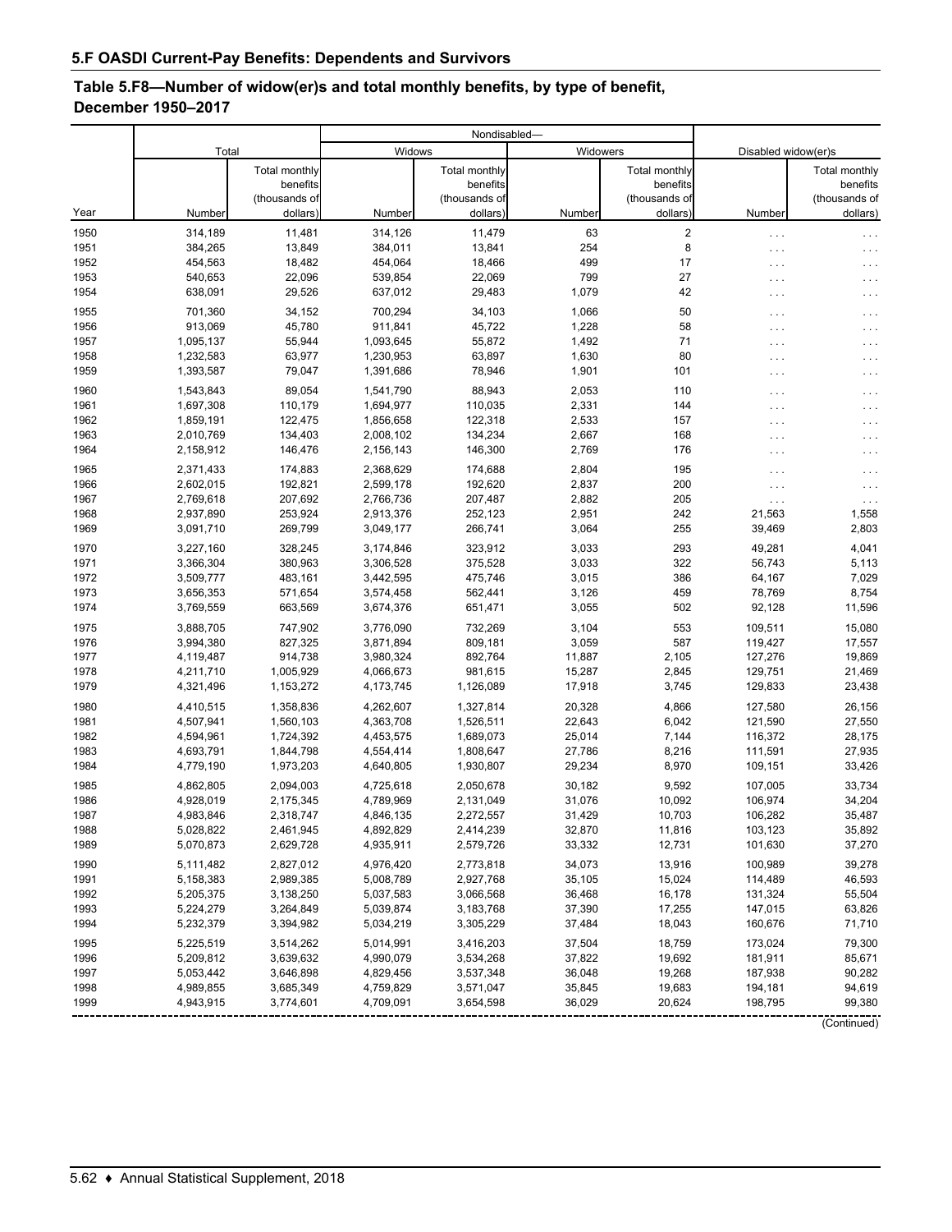## 5.F OASDI Current-Pay Benefits: Dependents and Survivors

### Table 5.F8—Number of widow(er)s and total monthly benefits, by type of benefit, December 1950–2017

| Year | Total | | Nondisabled— Widows | | Nondisabled— Widowers | | Disabled widow(er)s | |
|---|---|---|---|---|---|---|---|---|
| | Number | Total monthly benefits (thousands of dollars) | Number | Total monthly benefits (thousands of dollars) | Number | Total monthly benefits (thousands of dollars) | Number | Total monthly benefits (thousands of dollars) |
| 1950 | 314,189 | 11,481 | 314,126 | 11,479 | 63 | 2 | . . . | . . . |
| 1951 | 384,265 | 13,849 | 384,011 | 13,841 | 254 | 8 | . . . | . . . |
| 1952 | 454,563 | 18,482 | 454,064 | 18,466 | 499 | 17 | . . . | . . . |
| 1953 | 540,653 | 22,096 | 539,854 | 22,069 | 799 | 27 | . . . | . . . |
| 1954 | 638,091 | 29,526 | 637,012 | 29,483 | 1,079 | 42 | . . . | . . . |
| 1955 | 701,360 | 34,152 | 700,294 | 34,103 | 1,066 | 50 | . . . | . . . |
| 1956 | 913,069 | 45,780 | 911,841 | 45,722 | 1,228 | 58 | . . . | . . . |
| 1957 | 1,095,137 | 55,944 | 1,093,645 | 55,872 | 1,492 | 71 | . . . | . . . |
| 1958 | 1,232,583 | 63,977 | 1,230,953 | 63,897 | 1,630 | 80 | . . . | . . . |
| 1959 | 1,393,587 | 79,047 | 1,391,686 | 78,946 | 1,901 | 101 | . . . | . . . |
| 1960 | 1,543,843 | 89,054 | 1,541,790 | 88,943 | 2,053 | 110 | . . . | . . . |
| 1961 | 1,697,308 | 110,179 | 1,694,977 | 110,035 | 2,331 | 144 | . . . | . . . |
| 1962 | 1,859,191 | 122,475 | 1,856,658 | 122,318 | 2,533 | 157 | . . . | . . . |
| 1963 | 2,010,769 | 134,403 | 2,008,102 | 134,234 | 2,667 | 168 | . . . | . . . |
| 1964 | 2,158,912 | 146,476 | 2,156,143 | 146,300 | 2,769 | 176 | . . . | . . . |
| 1965 | 2,371,433 | 174,883 | 2,368,629 | 174,688 | 2,804 | 195 | . . . | . . . |
| 1966 | 2,602,015 | 192,821 | 2,599,178 | 192,620 | 2,837 | 200 | . . . | . . . |
| 1967 | 2,769,618 | 207,692 | 2,766,736 | 207,487 | 2,882 | 205 | . . . | . . . |
| 1968 | 2,937,890 | 253,924 | 2,913,376 | 252,123 | 2,951 | 242 | 21,563 | 1,558 |
| 1969 | 3,091,710 | 269,799 | 3,049,177 | 266,741 | 3,064 | 255 | 39,469 | 2,803 |
| 1970 | 3,227,160 | 328,245 | 3,174,846 | 323,912 | 3,033 | 293 | 49,281 | 4,041 |
| 1971 | 3,366,304 | 380,963 | 3,306,528 | 375,528 | 3,033 | 322 | 56,743 | 5,113 |
| 1972 | 3,509,777 | 483,161 | 3,442,595 | 475,746 | 3,015 | 386 | 64,167 | 7,029 |
| 1973 | 3,656,353 | 571,654 | 3,574,458 | 562,441 | 3,126 | 459 | 78,769 | 8,754 |
| 1974 | 3,769,559 | 663,569 | 3,674,376 | 651,471 | 3,055 | 502 | 92,128 | 11,596 |
| 1975 | 3,888,705 | 747,902 | 3,776,090 | 732,269 | 3,104 | 553 | 109,511 | 15,080 |
| 1976 | 3,994,380 | 827,325 | 3,871,894 | 809,181 | 3,059 | 587 | 119,427 | 17,557 |
| 1977 | 4,119,487 | 914,738 | 3,980,324 | 892,764 | 11,887 | 2,105 | 127,276 | 19,869 |
| 1978 | 4,211,710 | 1,005,929 | 4,066,673 | 981,615 | 15,287 | 2,845 | 129,751 | 21,469 |
| 1979 | 4,321,496 | 1,153,272 | 4,173,745 | 1,126,089 | 17,918 | 3,745 | 129,833 | 23,438 |
| 1980 | 4,410,515 | 1,358,836 | 4,262,607 | 1,327,814 | 20,328 | 4,866 | 127,580 | 26,156 |
| 1981 | 4,507,941 | 1,560,103 | 4,363,708 | 1,526,511 | 22,643 | 6,042 | 121,590 | 27,550 |
| 1982 | 4,594,961 | 1,724,392 | 4,453,575 | 1,689,073 | 25,014 | 7,144 | 116,372 | 28,175 |
| 1983 | 4,693,791 | 1,844,798 | 4,554,414 | 1,808,647 | 27,786 | 8,216 | 111,591 | 27,935 |
| 1984 | 4,779,190 | 1,973,203 | 4,640,805 | 1,930,807 | 29,234 | 8,970 | 109,151 | 33,426 |
| 1985 | 4,862,805 | 2,094,003 | 4,725,618 | 2,050,678 | 30,182 | 9,592 | 107,005 | 33,734 |
| 1986 | 4,928,019 | 2,175,345 | 4,789,969 | 2,131,049 | 31,076 | 10,092 | 106,974 | 34,204 |
| 1987 | 4,983,846 | 2,318,747 | 4,846,135 | 2,272,557 | 31,429 | 10,703 | 106,282 | 35,487 |
| 1988 | 5,028,822 | 2,461,945 | 4,892,829 | 2,414,239 | 32,870 | 11,816 | 103,123 | 35,892 |
| 1989 | 5,070,873 | 2,629,728 | 4,935,911 | 2,579,726 | 33,332 | 12,731 | 101,630 | 37,270 |
| 1990 | 5,111,482 | 2,827,012 | 4,976,420 | 2,773,818 | 34,073 | 13,916 | 100,989 | 39,278 |
| 1991 | 5,158,383 | 2,989,385 | 5,008,789 | 2,927,768 | 35,105 | 15,024 | 114,489 | 46,593 |
| 1992 | 5,205,375 | 3,138,250 | 5,037,583 | 3,066,568 | 36,468 | 16,178 | 131,324 | 55,504 |
| 1993 | 5,224,279 | 3,264,849 | 5,039,874 | 3,183,768 | 37,390 | 17,255 | 147,015 | 63,826 |
| 1994 | 5,232,379 | 3,394,982 | 5,034,219 | 3,305,229 | 37,484 | 18,043 | 160,676 | 71,710 |
| 1995 | 5,225,519 | 3,514,262 | 5,014,991 | 3,416,203 | 37,504 | 18,759 | 173,024 | 79,300 |
| 1996 | 5,209,812 | 3,639,632 | 4,990,079 | 3,534,268 | 37,822 | 19,692 | 181,911 | 85,671 |
| 1997 | 5,053,442 | 3,646,898 | 4,829,456 | 3,537,348 | 36,048 | 19,268 | 187,938 | 90,282 |
| 1998 | 4,989,855 | 3,685,349 | 4,759,829 | 3,571,047 | 35,845 | 19,683 | 194,181 | 94,619 |
| 1999 | 4,943,915 | 3,774,601 | 4,709,091 | 3,654,598 | 36,029 | 20,624 | 198,795 | 99,380 |

(Continued)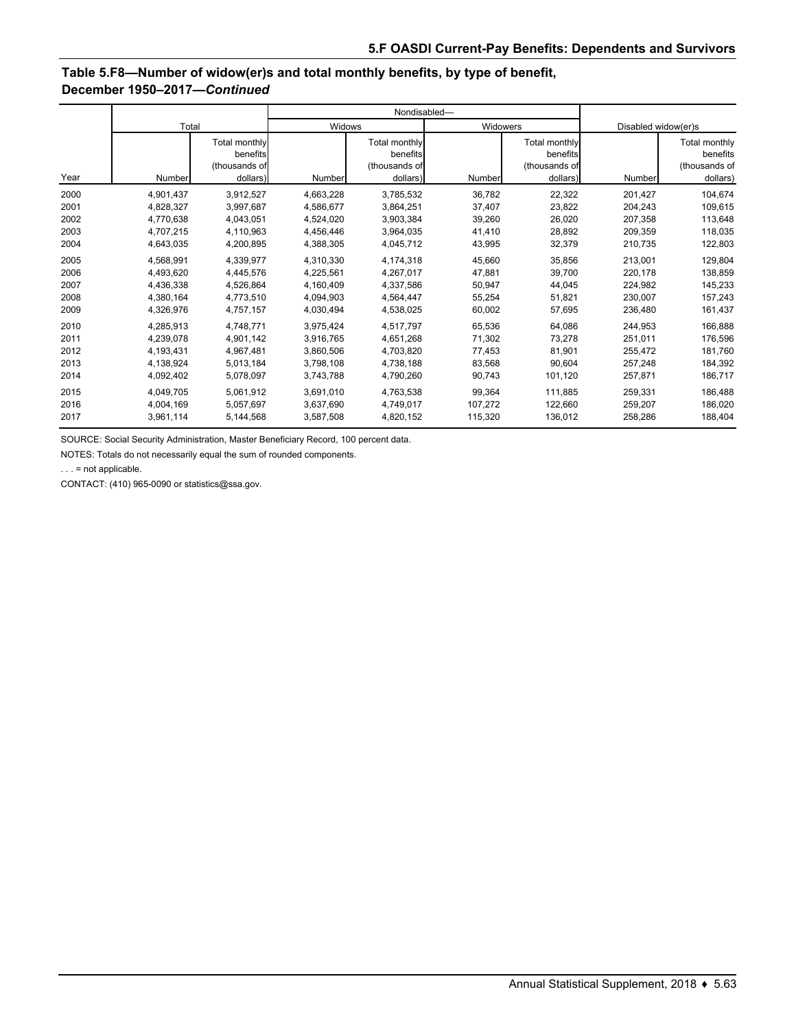## Table 5.F8—Number of widow(er)s and total monthly benefits, by type of benefit, December 1950–2017—*Continued*

| Year | Total | | Nondisabled— Widows | | Nondisabled— Widowers | | Disabled widow(er)s | |
|---|---|---|---|---|---|---|---|---|
| | Number | Total monthly benefits (thousands of dollars) | Number | Total monthly benefits (thousands of dollars) | Number | Total monthly benefits (thousands of dollars) | Number | Total monthly benefits (thousands of dollars) |
| 2000 | 4,901,437 | 3,912,527 | 4,663,228 | 3,785,532 | 36,782 | 22,322 | 201,427 | 104,674 |
| 2001 | 4,828,327 | 3,997,687 | 4,586,677 | 3,864,251 | 37,407 | 23,822 | 204,243 | 109,615 |
| 2002 | 4,770,638 | 4,043,051 | 4,524,020 | 3,903,384 | 39,260 | 26,020 | 207,358 | 113,648 |
| 2003 | 4,707,215 | 4,110,963 | 4,456,446 | 3,964,035 | 41,410 | 28,892 | 209,359 | 118,035 |
| 2004 | 4,643,035 | 4,200,895 | 4,388,305 | 4,045,712 | 43,995 | 32,379 | 210,735 | 122,803 |
| 2005 | 4,568,991 | 4,339,977 | 4,310,330 | 4,174,318 | 45,660 | 35,856 | 213,001 | 129,804 |
| 2006 | 4,493,620 | 4,445,576 | 4,225,561 | 4,267,017 | 47,881 | 39,700 | 220,178 | 138,859 |
| 2007 | 4,436,338 | 4,526,864 | 4,160,409 | 4,337,586 | 50,947 | 44,045 | 224,982 | 145,233 |
| 2008 | 4,380,164 | 4,773,510 | 4,094,903 | 4,564,447 | 55,254 | 51,821 | 230,007 | 157,243 |
| 2009 | 4,326,976 | 4,757,157 | 4,030,494 | 4,538,025 | 60,002 | 57,695 | 236,480 | 161,437 |
| 2010 | 4,285,913 | 4,748,771 | 3,975,424 | 4,517,797 | 65,536 | 64,086 | 244,953 | 166,888 |
| 2011 | 4,239,078 | 4,901,142 | 3,916,765 | 4,651,268 | 71,302 | 73,278 | 251,011 | 176,596 |
| 2012 | 4,193,431 | 4,967,481 | 3,860,506 | 4,703,820 | 77,453 | 81,901 | 255,472 | 181,760 |
| 2013 | 4,138,924 | 5,013,184 | 3,798,108 | 4,738,188 | 83,568 | 90,604 | 257,248 | 184,392 |
| 2014 | 4,092,402 | 5,078,097 | 3,743,788 | 4,790,260 | 90,743 | 101,120 | 257,871 | 186,717 |
| 2015 | 4,049,705 | 5,061,912 | 3,691,010 | 4,763,538 | 99,364 | 111,885 | 259,331 | 186,488 |
| 2016 | 4,004,169 | 5,057,697 | 3,637,690 | 4,749,017 | 107,272 | 122,660 | 259,207 | 186,020 |
| 2017 | 3,961,114 | 5,144,568 | 3,587,508 | 4,820,152 | 115,320 | 136,012 | 258,286 | 188,404 |

SOURCE: Social Security Administration, Master Beneficiary Record, 100 percent data.

NOTES: Totals do not necessarily equal the sum of rounded components.

. . . = not applicable.

CONTACT: (410) 965-0090 or statistics@ssa.gov.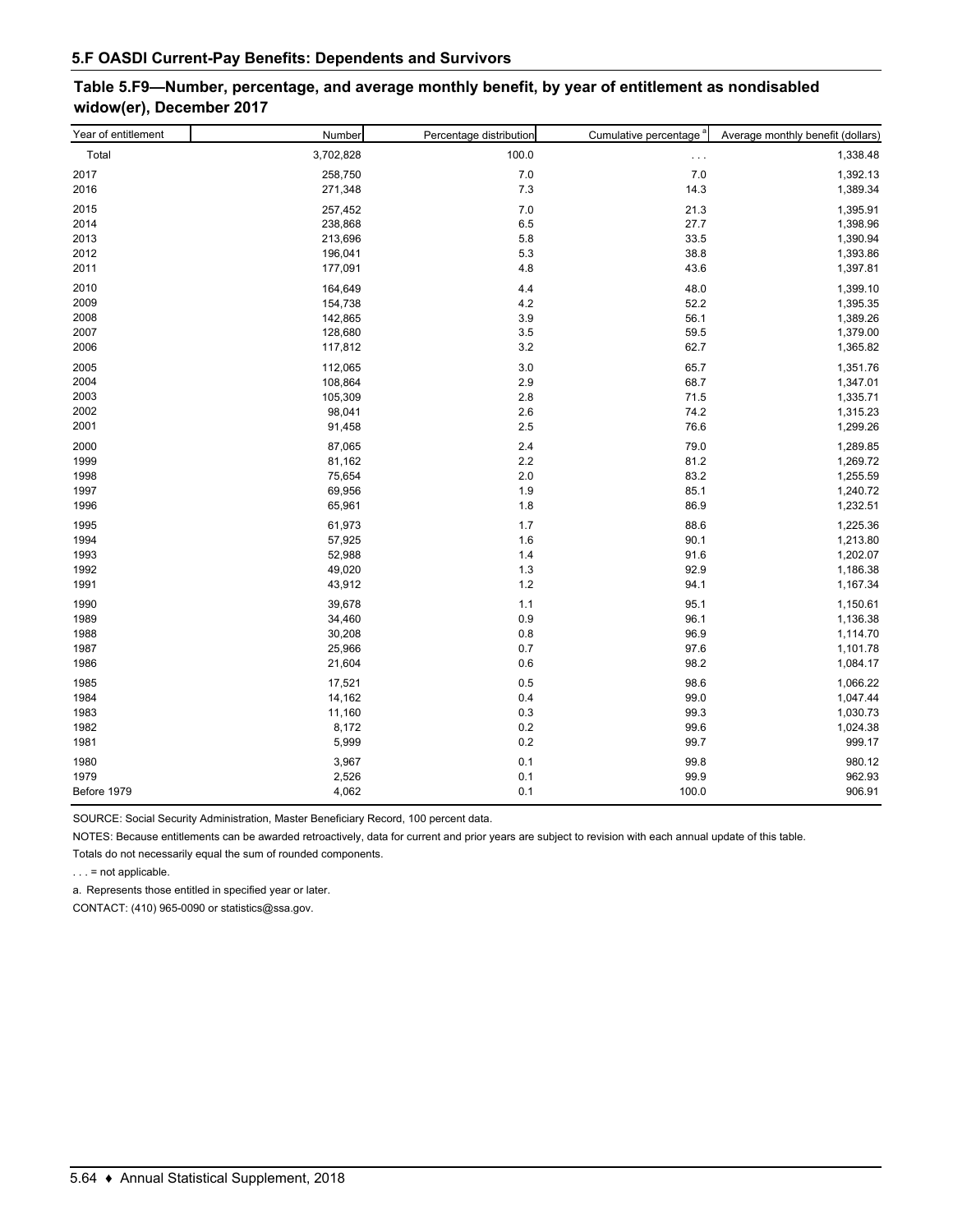## 5.F OASDI Current-Pay Benefits: Dependents and Survivors

### Table 5.F9—Number, percentage, and average monthly benefit, by year of entitlement as nondisabled widow(er), December 2017

| Year of entitlement | Number | Percentage distribution | Cumulative percentage [a] | Average monthly benefit (dollars) |
|---|---|---|---|---|
| Total | 3,702,828 | 100.0 | . . . | 1,338.48 |
| 2017 | 258,750 | 7.0 | 7.0 | 1,392.13 |
| 2016 | 271,348 | 7.3 | 14.3 | 1,389.34 |
| 2015 | 257,452 | 7.0 | 21.3 | 1,395.91 |
| 2014 | 238,868 | 6.5 | 27.7 | 1,398.96 |
| 2013 | 213,696 | 5.8 | 33.5 | 1,390.94 |
| 2012 | 196,041 | 5.3 | 38.8 | 1,393.86 |
| 2011 | 177,091 | 4.8 | 43.6 | 1,397.81 |
| 2010 | 164,649 | 4.4 | 48.0 | 1,399.10 |
| 2009 | 154,738 | 4.2 | 52.2 | 1,395.35 |
| 2008 | 142,865 | 3.9 | 56.1 | 1,389.26 |
| 2007 | 128,680 | 3.5 | 59.5 | 1,379.00 |
| 2006 | 117,812 | 3.2 | 62.7 | 1,365.82 |
| 2005 | 112,065 | 3.0 | 65.7 | 1,351.76 |
| 2004 | 108,864 | 2.9 | 68.7 | 1,347.01 |
| 2003 | 105,309 | 2.8 | 71.5 | 1,335.71 |
| 2002 | 98,041 | 2.6 | 74.2 | 1,315.23 |
| 2001 | 91,458 | 2.5 | 76.6 | 1,299.26 |
| 2000 | 87,065 | 2.4 | 79.0 | 1,289.85 |
| 1999 | 81,162 | 2.2 | 81.2 | 1,269.72 |
| 1998 | 75,654 | 2.0 | 83.2 | 1,255.59 |
| 1997 | 69,956 | 1.9 | 85.1 | 1,240.72 |
| 1996 | 65,961 | 1.8 | 86.9 | 1,232.51 |
| 1995 | 61,973 | 1.7 | 88.6 | 1,225.36 |
| 1994 | 57,925 | 1.6 | 90.1 | 1,213.80 |
| 1993 | 52,988 | 1.4 | 91.6 | 1,202.07 |
| 1992 | 49,020 | 1.3 | 92.9 | 1,186.38 |
| 1991 | 43,912 | 1.2 | 94.1 | 1,167.34 |
| 1990 | 39,678 | 1.1 | 95.1 | 1,150.61 |
| 1989 | 34,460 | 0.9 | 96.1 | 1,136.38 |
| 1988 | 30,208 | 0.8 | 96.9 | 1,114.70 |
| 1987 | 25,966 | 0.7 | 97.6 | 1,101.78 |
| 1986 | 21,604 | 0.6 | 98.2 | 1,084.17 |
| 1985 | 17,521 | 0.5 | 98.6 | 1,066.22 |
| 1984 | 14,162 | 0.4 | 99.0 | 1,047.44 |
| 1983 | 11,160 | 0.3 | 99.3 | 1,030.73 |
| 1982 | 8,172 | 0.2 | 99.6 | 1,024.38 |
| 1981 | 5,999 | 0.2 | 99.7 | 999.17 |
| 1980 | 3,967 | 0.1 | 99.8 | 980.12 |
| 1979 | 2,526 | 0.1 | 99.9 | 962.93 |
| Before 1979 | 4,062 | 0.1 | 100.0 | 906.91 |

SOURCE: Social Security Administration, Master Beneficiary Record, 100 percent data.

NOTES: Because entitlements can be awarded retroactively, data for current and prior years are subject to revision with each annual update of this table.

Totals do not necessarily equal the sum of rounded components.

. . . = not applicable.

a. Represents those entitled in specified year or later.

CONTACT: (410) 965-0090 or statistics@ssa.gov.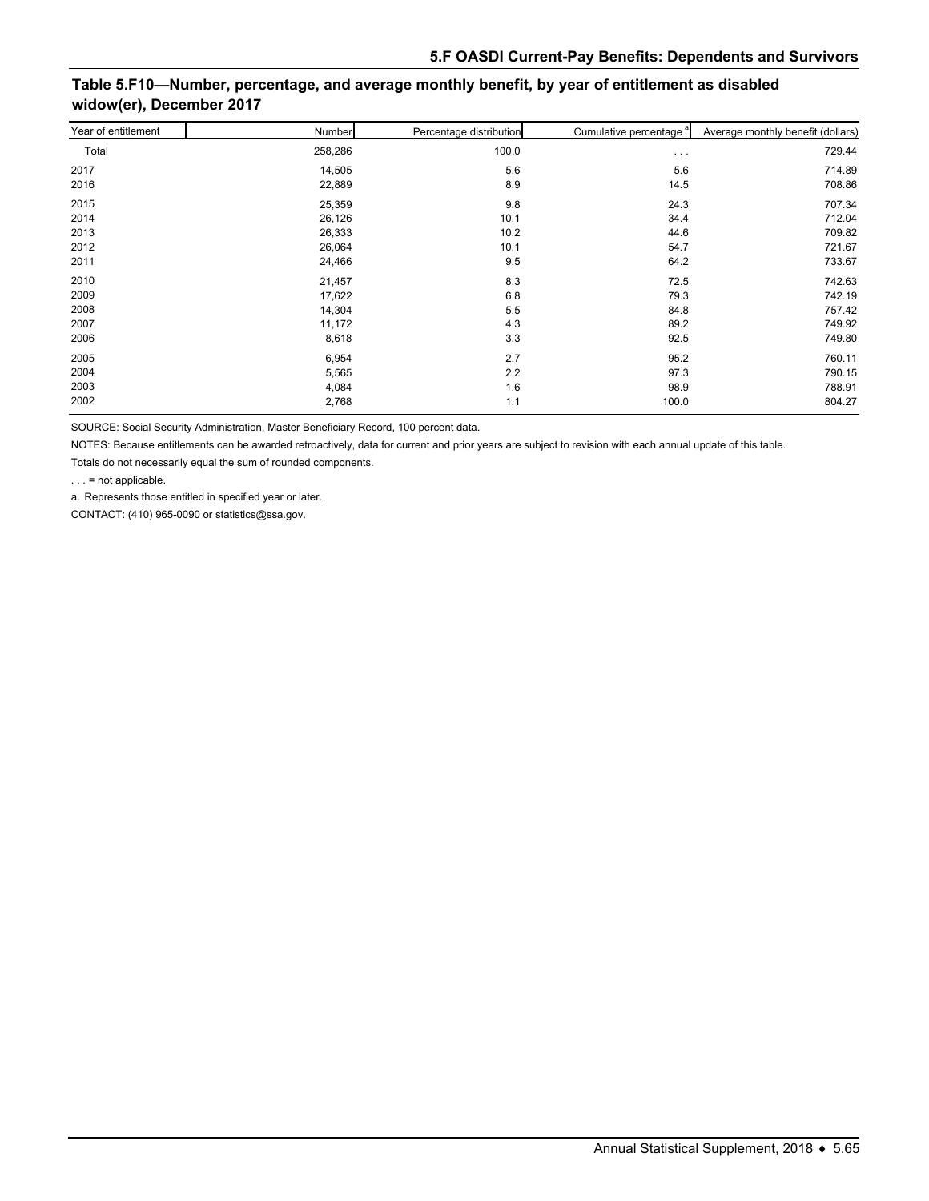## Table 5.F10—Number, percentage, and average monthly benefit, by year of entitlement as disabled widow(er), December 2017

| Year of entitlement | Number | Percentage distribution | Cumulative percentage [a] | Average monthly benefit (dollars) |
|---|---|---|---|---|
| Total | 258,286 | 100.0 | . . . | 729.44 |
| 2017 | 14,505 | 5.6 | 5.6 | 714.89 |
| 2016 | 22,889 | 8.9 | 14.5 | 708.86 |
| 2015 | 25,359 | 9.8 | 24.3 | 707.34 |
| 2014 | 26,126 | 10.1 | 34.4 | 712.04 |
| 2013 | 26,333 | 10.2 | 44.6 | 709.82 |
| 2012 | 26,064 | 10.1 | 54.7 | 721.67 |
| 2011 | 24,466 | 9.5 | 64.2 | 733.67 |
| 2010 | 21,457 | 8.3 | 72.5 | 742.63 |
| 2009 | 17,622 | 6.8 | 79.3 | 742.19 |
| 2008 | 14,304 | 5.5 | 84.8 | 757.42 |
| 2007 | 11,172 | 4.3 | 89.2 | 749.92 |
| 2006 | 8,618 | 3.3 | 92.5 | 749.80 |
| 2005 | 6,954 | 2.7 | 95.2 | 760.11 |
| 2004 | 5,565 | 2.2 | 97.3 | 790.15 |
| 2003 | 4,084 | 1.6 | 98.9 | 788.91 |
| 2002 | 2,768 | 1.1 | 100.0 | 804.27 |

SOURCE: Social Security Administration, Master Beneficiary Record, 100 percent data.

NOTES: Because entitlements can be awarded retroactively, data for current and prior years are subject to revision with each annual update of this table.

Totals do not necessarily equal the sum of rounded components.

. . . = not applicable.

a. Represents those entitled in specified year or later.

CONTACT: (410) 965-0090 or statistics@ssa.gov.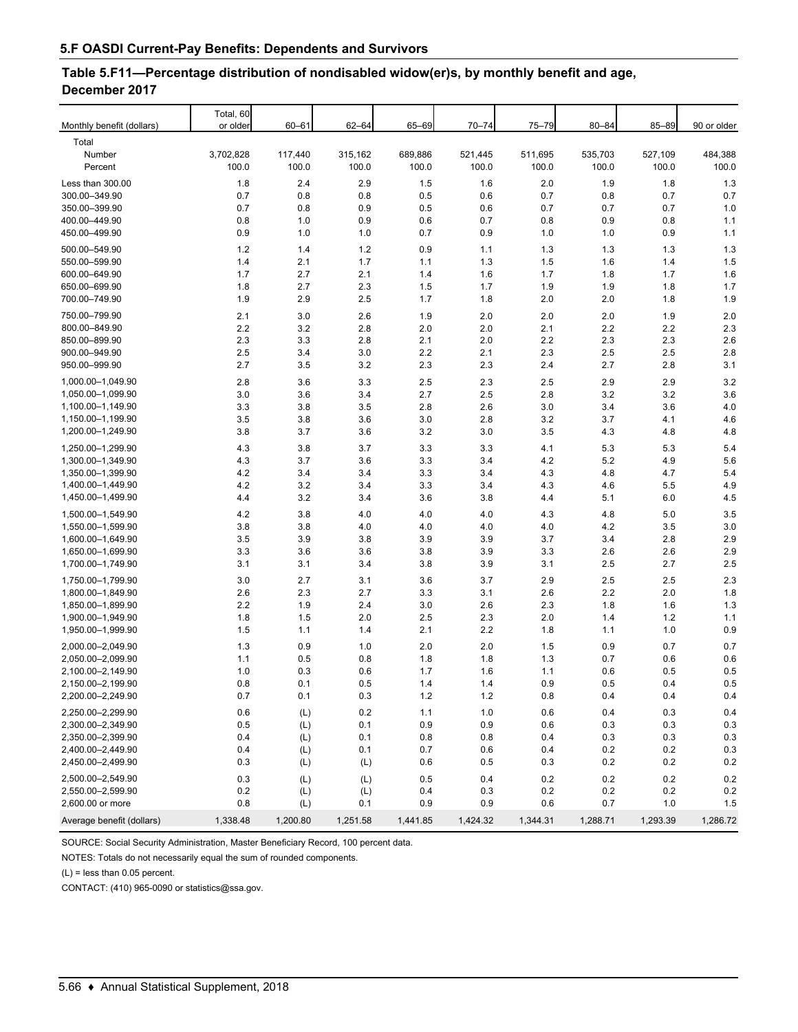## 5.F OASDI Current-Pay Benefits: Dependents and Survivors

### Table 5.F11—Percentage distribution of nondisabled widow(er)s, by monthly benefit and age, December 2017

| Monthly benefit (dollars) | Total, 60 or older | 60–61 | 62–64 | 65–69 | 70–74 | 75–79 | 80–84 | 85–89 | 90 or older |
|---|---|---|---|---|---|---|---|---|---|
| Total | | | | | | | | | |
| Number | 3,702,828 | 117,440 | 315,162 | 689,886 | 521,445 | 511,695 | 535,703 | 527,109 | 484,388 |
| Percent | 100.0 | 100.0 | 100.0 | 100.0 | 100.0 | 100.0 | 100.0 | 100.0 | 100.0 |
| Less than 300.00 | 1.8 | 2.4 | 2.9 | 1.5 | 1.6 | 2.0 | 1.9 | 1.8 | 1.3 |
| 300.00–349.90 | 0.7 | 0.8 | 0.8 | 0.5 | 0.6 | 0.7 | 0.8 | 0.7 | 0.7 |
| 350.00–399.90 | 0.7 | 0.8 | 0.9 | 0.5 | 0.6 | 0.7 | 0.7 | 0.7 | 1.0 |
| 400.00–449.90 | 0.8 | 1.0 | 0.9 | 0.6 | 0.7 | 0.8 | 0.9 | 0.8 | 1.1 |
| 450.00–499.90 | 0.9 | 1.0 | 1.0 | 0.7 | 0.9 | 1.0 | 1.0 | 0.9 | 1.1 |
| 500.00–549.90 | 1.2 | 1.4 | 1.2 | 0.9 | 1.1 | 1.3 | 1.3 | 1.3 | 1.3 |
| 550.00–599.90 | 1.4 | 2.1 | 1.7 | 1.1 | 1.3 | 1.5 | 1.6 | 1.4 | 1.5 |
| 600.00–649.90 | 1.7 | 2.7 | 2.1 | 1.4 | 1.6 | 1.7 | 1.8 | 1.7 | 1.6 |
| 650.00–699.90 | 1.8 | 2.7 | 2.3 | 1.5 | 1.7 | 1.9 | 1.9 | 1.8 | 1.7 |
| 700.00–749.90 | 1.9 | 2.9 | 2.5 | 1.7 | 1.8 | 2.0 | 2.0 | 1.8 | 1.9 |
| 750.00–799.90 | 2.1 | 3.0 | 2.6 | 1.9 | 2.0 | 2.0 | 2.0 | 1.9 | 2.0 |
| 800.00–849.90 | 2.2 | 3.2 | 2.8 | 2.0 | 2.0 | 2.1 | 2.2 | 2.2 | 2.3 |
| 850.00–899.90 | 2.3 | 3.3 | 2.8 | 2.1 | 2.0 | 2.2 | 2.3 | 2.3 | 2.6 |
| 900.00–949.90 | 2.5 | 3.4 | 3.0 | 2.2 | 2.1 | 2.3 | 2.5 | 2.5 | 2.8 |
| 950.00–999.90 | 2.7 | 3.5 | 3.2 | 2.3 | 2.3 | 2.4 | 2.7 | 2.8 | 3.1 |
| 1,000.00–1,049.90 | 2.8 | 3.6 | 3.3 | 2.5 | 2.3 | 2.5 | 2.9 | 2.9 | 3.2 |
| 1,050.00–1,099.90 | 3.0 | 3.6 | 3.4 | 2.7 | 2.5 | 2.8 | 3.2 | 3.2 | 3.6 |
| 1,100.00–1,149.90 | 3.3 | 3.8 | 3.5 | 2.8 | 2.6 | 3.0 | 3.4 | 3.6 | 4.0 |
| 1,150.00–1,199.90 | 3.5 | 3.8 | 3.6 | 3.0 | 2.8 | 3.2 | 3.7 | 4.1 | 4.6 |
| 1,200.00–1,249.90 | 3.8 | 3.7 | 3.6 | 3.2 | 3.0 | 3.5 | 4.3 | 4.8 | 4.8 |
| 1,250.00–1,299.90 | 4.3 | 3.8 | 3.7 | 3.3 | 3.3 | 4.1 | 5.3 | 5.3 | 5.4 |
| 1,300.00–1,349.90 | 4.3 | 3.7 | 3.6 | 3.3 | 3.4 | 4.2 | 5.2 | 4.9 | 5.6 |
| 1,350.00–1,399.90 | 4.2 | 3.4 | 3.4 | 3.3 | 3.4 | 4.3 | 4.8 | 4.7 | 5.4 |
| 1,400.00–1,449.90 | 4.2 | 3.2 | 3.4 | 3.3 | 3.4 | 4.3 | 4.6 | 5.5 | 4.9 |
| 1,450.00–1,499.90 | 4.4 | 3.2 | 3.4 | 3.6 | 3.8 | 4.4 | 5.1 | 6.0 | 4.5 |
| 1,500.00–1,549.90 | 4.2 | 3.8 | 4.0 | 4.0 | 4.0 | 4.3 | 4.8 | 5.0 | 3.5 |
| 1,550.00–1,599.90 | 3.8 | 3.8 | 4.0 | 4.0 | 4.0 | 4.0 | 4.2 | 3.5 | 3.0 |
| 1,600.00–1,649.90 | 3.5 | 3.9 | 3.8 | 3.9 | 3.9 | 3.7 | 3.4 | 2.8 | 2.9 |
| 1,650.00–1,699.90 | 3.3 | 3.6 | 3.6 | 3.8 | 3.9 | 3.3 | 2.6 | 2.6 | 2.9 |
| 1,700.00–1,749.90 | 3.1 | 3.1 | 3.4 | 3.8 | 3.9 | 3.1 | 2.5 | 2.7 | 2.5 |
| 1,750.00–1,799.90 | 3.0 | 2.7 | 3.1 | 3.6 | 3.7 | 2.9 | 2.5 | 2.5 | 2.3 |
| 1,800.00–1,849.90 | 2.6 | 2.3 | 2.7 | 3.3 | 3.1 | 2.6 | 2.2 | 2.0 | 1.8 |
| 1,850.00–1,899.90 | 2.2 | 1.9 | 2.4 | 3.0 | 2.6 | 2.3 | 1.8 | 1.6 | 1.3 |
| 1,900.00–1,949.90 | 1.8 | 1.5 | 2.0 | 2.5 | 2.3 | 2.0 | 1.4 | 1.2 | 1.1 |
| 1,950.00–1,999.90 | 1.5 | 1.1 | 1.4 | 2.1 | 2.2 | 1.8 | 1.1 | 1.0 | 0.9 |
| 2,000.00–2,049.90 | 1.3 | 0.9 | 1.0 | 2.0 | 2.0 | 1.5 | 0.9 | 0.7 | 0.7 |
| 2,050.00–2,099.90 | 1.1 | 0.5 | 0.8 | 1.8 | 1.8 | 1.3 | 0.7 | 0.6 | 0.6 |
| 2,100.00–2,149.90 | 1.0 | 0.3 | 0.6 | 1.7 | 1.6 | 1.1 | 0.6 | 0.5 | 0.5 |
| 2,150.00–2,199.90 | 0.8 | 0.1 | 0.5 | 1.4 | 1.4 | 0.9 | 0.5 | 0.4 | 0.5 |
| 2,200.00–2,249.90 | 0.7 | 0.1 | 0.3 | 1.2 | 1.2 | 0.8 | 0.4 | 0.4 | 0.4 |
| 2,250.00–2,299.90 | 0.6 | (L) | 0.2 | 1.1 | 1.0 | 0.6 | 0.4 | 0.3 | 0.4 |
| 2,300.00–2,349.90 | 0.5 | (L) | 0.1 | 0.9 | 0.9 | 0.6 | 0.3 | 0.3 | 0.3 |
| 2,350.00–2,399.90 | 0.4 | (L) | 0.1 | 0.8 | 0.8 | 0.4 | 0.3 | 0.3 | 0.3 |
| 2,400.00–2,449.90 | 0.4 | (L) | 0.1 | 0.7 | 0.6 | 0.4 | 0.2 | 0.2 | 0.3 |
| 2,450.00–2,499.90 | 0.3 | (L) | (L) | 0.6 | 0.5 | 0.3 | 0.2 | 0.2 | 0.2 |
| 2,500.00–2,549.90 | 0.3 | (L) | (L) | 0.5 | 0.4 | 0.2 | 0.2 | 0.2 | 0.2 |
| 2,550.00–2,599.90 | 0.2 | (L) | (L) | 0.4 | 0.3 | 0.2 | 0.2 | 0.2 | 0.2 |
| 2,600.00 or more | 0.8 | (L) | 0.1 | 0.9 | 0.9 | 0.6 | 0.7 | 1.0 | 1.5 |
| Average benefit (dollars) | 1,338.48 | 1,200.80 | 1,251.58 | 1,441.85 | 1,424.32 | 1,344.31 | 1,288.71 | 1,293.39 | 1,286.72 |

SOURCE: Social Security Administration, Master Beneficiary Record, 100 percent data.

NOTES: Totals do not necessarily equal the sum of rounded components.

(L) = less than 0.05 percent.

CONTACT: (410) 965-0090 or statistics@ssa.gov.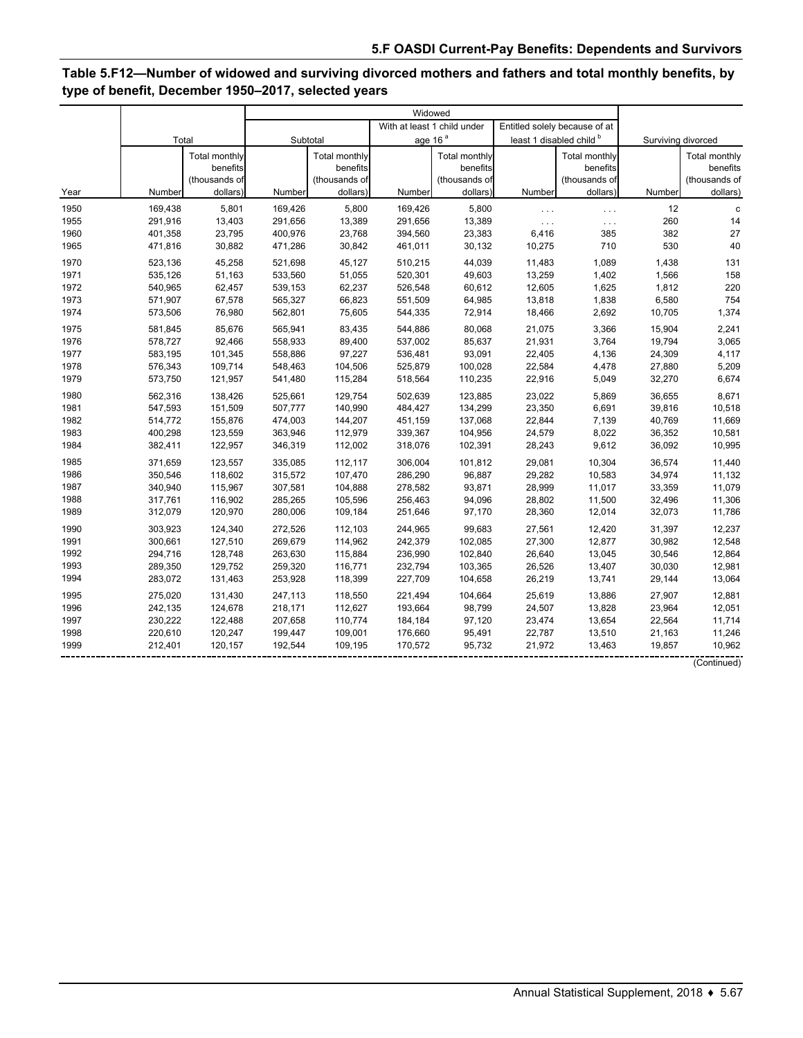## Table 5.F12—Number of widowed and surviving divorced mothers and fathers and total monthly benefits, by type of benefit, December 1950–2017, selected years

| Year | Total | | Widowed | | | | | | Surviving divorced | |
|---|---|---|---|---|---|---|---|---|---|---|
| | | | Subtotal | | With at least 1 child under age 16 [a] | | Entitled solely because of at least 1 disabled child [b] | | | |
| | Number | Total monthly benefits (thousands of dollars) | Number | Total monthly benefits (thousands of dollars) | Number | Total monthly benefits (thousands of dollars) | Number | Total monthly benefits (thousands of dollars) | Number | Total monthly benefits (thousands of dollars) |
| 1950 | 169,438 | 5,801 | 169,426 | 5,800 | 169,426 | 5,800 | . . . | . . . | 12 | c |
| 1955 | 291,916 | 13,403 | 291,656 | 13,389 | 291,656 | 13,389 | . . . | . . . | 260 | 14 |
| 1960 | 401,358 | 23,795 | 400,976 | 23,768 | 394,560 | 23,383 | 6,416 | 385 | 382 | 27 |
| 1965 | 471,816 | 30,882 | 471,286 | 30,842 | 461,011 | 30,132 | 10,275 | 710 | 530 | 40 |
| 1970 | 523,136 | 45,258 | 521,698 | 45,127 | 510,215 | 44,039 | 11,483 | 1,089 | 1,438 | 131 |
| 1971 | 535,126 | 51,163 | 533,560 | 51,055 | 520,301 | 49,603 | 13,259 | 1,402 | 1,566 | 158 |
| 1972 | 540,965 | 62,457 | 539,153 | 62,237 | 526,548 | 60,612 | 12,605 | 1,625 | 1,812 | 220 |
| 1973 | 571,907 | 67,578 | 565,327 | 66,823 | 551,509 | 64,985 | 13,818 | 1,838 | 6,580 | 754 |
| 1974 | 573,506 | 76,980 | 562,801 | 75,605 | 544,335 | 72,914 | 18,466 | 2,692 | 10,705 | 1,374 |
| 1975 | 581,845 | 85,676 | 565,941 | 83,435 | 544,886 | 80,068 | 21,075 | 3,366 | 15,904 | 2,241 |
| 1976 | 578,727 | 92,466 | 558,933 | 89,400 | 537,002 | 85,637 | 21,931 | 3,764 | 19,794 | 3,065 |
| 1977 | 583,195 | 101,345 | 558,886 | 97,227 | 536,481 | 93,091 | 22,405 | 4,136 | 24,309 | 4,117 |
| 1978 | 576,343 | 109,714 | 548,463 | 104,506 | 525,879 | 100,028 | 22,584 | 4,478 | 27,880 | 5,209 |
| 1979 | 573,750 | 121,957 | 541,480 | 115,284 | 518,564 | 110,235 | 22,916 | 5,049 | 32,270 | 6,674 |
| 1980 | 562,316 | 138,426 | 525,661 | 129,754 | 502,639 | 123,885 | 23,022 | 5,869 | 36,655 | 8,671 |
| 1981 | 547,593 | 151,509 | 507,777 | 140,990 | 484,427 | 134,299 | 23,350 | 6,691 | 39,816 | 10,518 |
| 1982 | 514,772 | 155,876 | 474,003 | 144,207 | 451,159 | 137,068 | 22,844 | 7,139 | 40,769 | 11,669 |
| 1983 | 400,298 | 123,559 | 363,946 | 112,979 | 339,367 | 104,956 | 24,579 | 8,022 | 36,352 | 10,581 |
| 1984 | 382,411 | 122,957 | 346,319 | 112,002 | 318,076 | 102,391 | 28,243 | 9,612 | 36,092 | 10,995 |
| 1985 | 371,659 | 123,557 | 335,085 | 112,117 | 306,004 | 101,812 | 29,081 | 10,304 | 36,574 | 11,440 |
| 1986 | 350,546 | 118,602 | 315,572 | 107,470 | 286,290 | 96,887 | 29,282 | 10,583 | 34,974 | 11,132 |
| 1987 | 340,940 | 115,967 | 307,581 | 104,888 | 278,582 | 93,871 | 28,999 | 11,017 | 33,359 | 11,079 |
| 1988 | 317,761 | 116,902 | 285,265 | 105,596 | 256,463 | 94,096 | 28,802 | 11,500 | 32,496 | 11,306 |
| 1989 | 312,079 | 120,970 | 280,006 | 109,184 | 251,646 | 97,170 | 28,360 | 12,014 | 32,073 | 11,786 |
| 1990 | 303,923 | 124,340 | 272,526 | 112,103 | 244,965 | 99,683 | 27,561 | 12,420 | 31,397 | 12,237 |
| 1991 | 300,661 | 127,510 | 269,679 | 114,962 | 242,379 | 102,085 | 27,300 | 12,877 | 30,982 | 12,548 |
| 1992 | 294,716 | 128,748 | 263,630 | 115,884 | 236,990 | 102,840 | 26,640 | 13,045 | 30,546 | 12,864 |
| 1993 | 289,350 | 129,752 | 259,320 | 116,771 | 232,794 | 103,365 | 26,526 | 13,407 | 30,030 | 12,981 |
| 1994 | 283,072 | 131,463 | 253,928 | 118,399 | 227,709 | 104,658 | 26,219 | 13,741 | 29,144 | 13,064 |
| 1995 | 275,020 | 131,430 | 247,113 | 118,550 | 221,494 | 104,664 | 25,619 | 13,886 | 27,907 | 12,881 |
| 1996 | 242,135 | 124,678 | 218,171 | 112,627 | 193,664 | 98,799 | 24,507 | 13,828 | 23,964 | 12,051 |
| 1997 | 230,222 | 122,488 | 207,658 | 110,774 | 184,184 | 97,120 | 23,474 | 13,654 | 22,564 | 11,714 |
| 1998 | 220,610 | 120,247 | 199,447 | 109,001 | 176,660 | 95,491 | 22,787 | 13,510 | 21,163 | 11,246 |
| 1999 | 212,401 | 120,157 | 192,544 | 109,195 | 170,572 | 95,732 | 21,972 | 13,463 | 19,857 | 10,962 |

(Continued)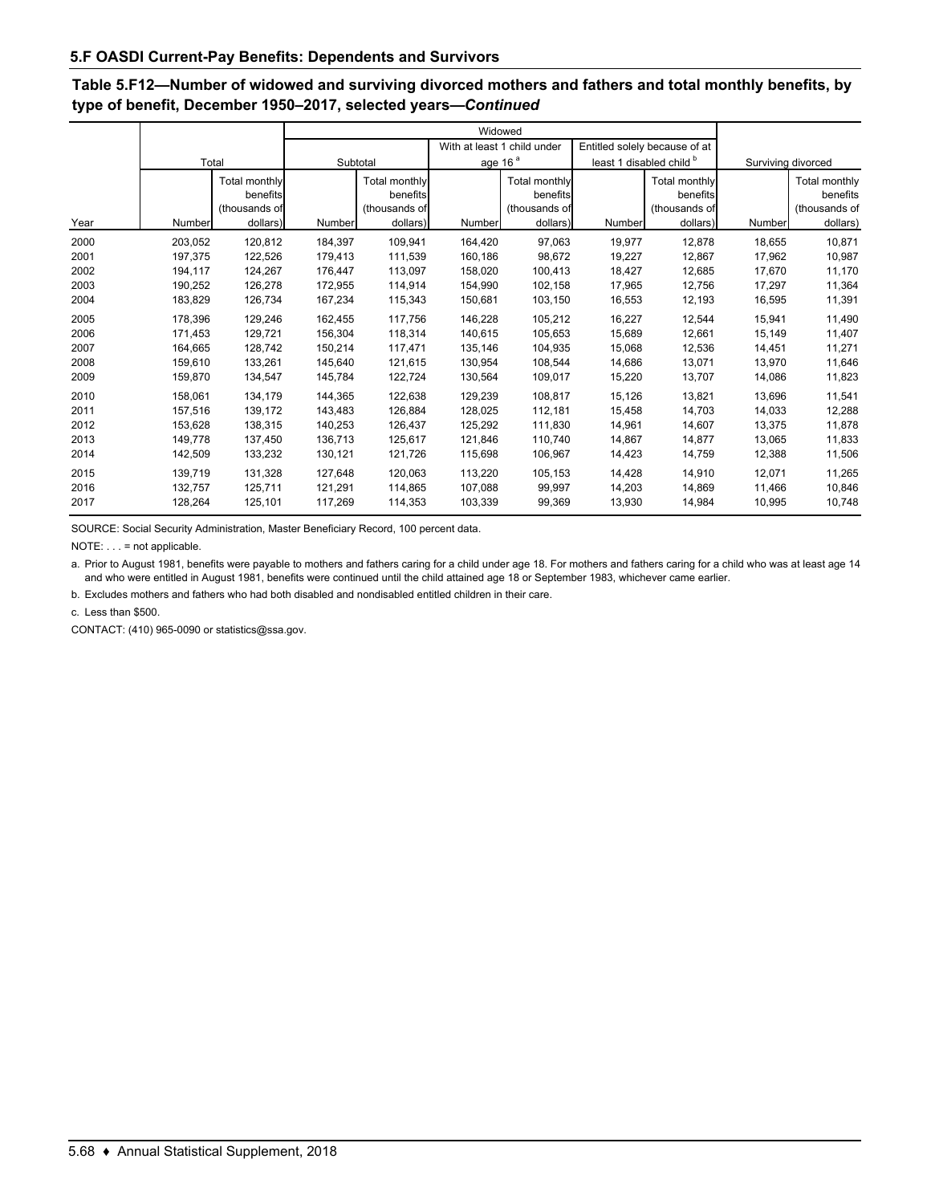## 5.F OASDI Current-Pay Benefits: Dependents and Survivors

**Table 5.F12—Number of widowed and surviving divorced mothers and fathers and total monthly benefits, by type of benefit, December 1950–2017, selected years—*Continued***

| Year | Total | | Widowed | | | | | | Surviving divorced | |
|---|---|---|---|---|---|---|---|---|---|---|
| | | | Subtotal | | With at least 1 child under age 16 [a] | | Entitled solely because of at least 1 disabled child [b] | | | |
| | Number | Total monthly benefits (thousands of dollars) | Number | Total monthly benefits (thousands of dollars) | Number | Total monthly benefits (thousands of dollars) | Number | Total monthly benefits (thousands of dollars) | Number | Total monthly benefits (thousands of dollars) |
| 2000 | 203,052 | 120,812 | 184,397 | 109,941 | 164,420 | 97,063 | 19,977 | 12,878 | 18,655 | 10,871 |
| 2001 | 197,375 | 122,526 | 179,413 | 111,539 | 160,186 | 98,672 | 19,227 | 12,867 | 17,962 | 10,987 |
| 2002 | 194,117 | 124,267 | 176,447 | 113,097 | 158,020 | 100,413 | 18,427 | 12,685 | 17,670 | 11,170 |
| 2003 | 190,252 | 126,278 | 172,955 | 114,914 | 154,990 | 102,158 | 17,965 | 12,756 | 17,297 | 11,364 |
| 2004 | 183,829 | 126,734 | 167,234 | 115,343 | 150,681 | 103,150 | 16,553 | 12,193 | 16,595 | 11,391 |
| 2005 | 178,396 | 129,246 | 162,455 | 117,756 | 146,228 | 105,212 | 16,227 | 12,544 | 15,941 | 11,490 |
| 2006 | 171,453 | 129,721 | 156,304 | 118,314 | 140,615 | 105,653 | 15,689 | 12,661 | 15,149 | 11,407 |
| 2007 | 164,665 | 128,742 | 150,214 | 117,471 | 135,146 | 104,935 | 15,068 | 12,536 | 14,451 | 11,271 |
| 2008 | 159,610 | 133,261 | 145,640 | 121,615 | 130,954 | 108,544 | 14,686 | 13,071 | 13,970 | 11,646 |
| 2009 | 159,870 | 134,547 | 145,784 | 122,724 | 130,564 | 109,017 | 15,220 | 13,707 | 14,086 | 11,823 |
| 2010 | 158,061 | 134,179 | 144,365 | 122,638 | 129,239 | 108,817 | 15,126 | 13,821 | 13,696 | 11,541 |
| 2011 | 157,516 | 139,172 | 143,483 | 126,884 | 128,025 | 112,181 | 15,458 | 14,703 | 14,033 | 12,288 |
| 2012 | 153,628 | 138,315 | 140,253 | 126,437 | 125,292 | 111,830 | 14,961 | 14,607 | 13,375 | 11,878 |
| 2013 | 149,778 | 137,450 | 136,713 | 125,617 | 121,846 | 110,740 | 14,867 | 14,877 | 13,065 | 11,833 |
| 2014 | 142,509 | 133,232 | 130,121 | 121,726 | 115,698 | 106,967 | 14,423 | 14,759 | 12,388 | 11,506 |
| 2015 | 139,719 | 131,328 | 127,648 | 120,063 | 113,220 | 105,153 | 14,428 | 14,910 | 12,071 | 11,265 |
| 2016 | 132,757 | 125,711 | 121,291 | 114,865 | 107,088 | 99,997 | 14,203 | 14,869 | 11,466 | 10,846 |
| 2017 | 128,264 | 125,101 | 117,269 | 114,353 | 103,339 | 99,369 | 13,930 | 14,984 | 10,995 | 10,748 |

SOURCE: Social Security Administration, Master Beneficiary Record, 100 percent data.

NOTE: . . . = not applicable.

a. Prior to August 1981, benefits were payable to mothers and fathers caring for a child under age 18. For mothers and fathers caring for a child who was at least age 14 and who were entitled in August 1981, benefits were continued until the child attained age 18 or September 1983, whichever came earlier.

b. Excludes mothers and fathers who had both disabled and nondisabled entitled children in their care.

c. Less than $500.

CONTACT: (410) 965-0090 or statistics@ssa.gov.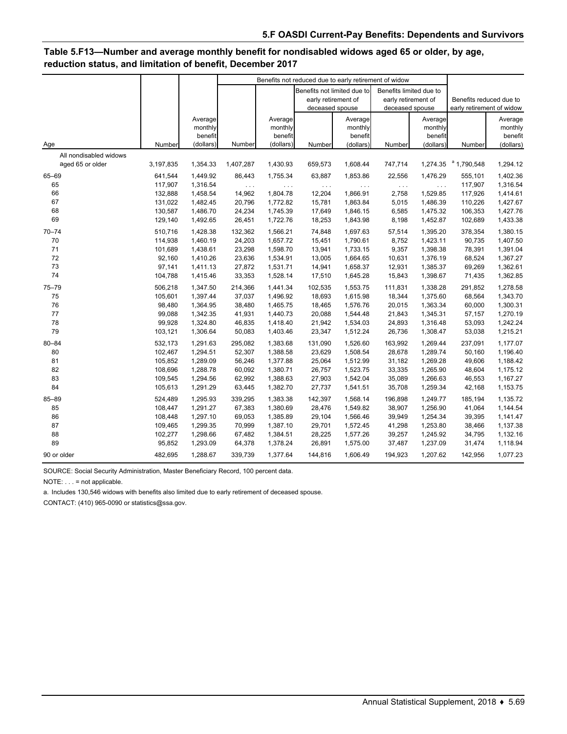## Table 5.F13—Number and average monthly benefit for nondisabled widows aged 65 or older, by age, reduction status, and limitation of benefit, December 2017

| Age | Number | Average monthly benefit (dollars) | Benefits not reduced due to early retirement of widow | | | | | | Benefits reduced due to early retirement of widow | |
|---|---|---|---|---|---|---|---|---|---|---|
| | | | Total | | Benefits not limited due to early retirement of deceased spouse | | Benefits limited due to early retirement of deceased spouse | | | |
| | | | Number | Average monthly benefit (dollars) | Number | Average monthly benefit (dollars) | Number | Average monthly benefit (dollars) | Number | Average monthly benefit (dollars) |
| All nondisabled widows aged 65 or older | 3,197,835 | 1,354.33 | 1,407,287 | 1,430.93 | 659,573 | 1,608.44 | 747,714 | 1,274.35 | [a] 1,790,548 | 1,294.12 |
| 65–69 | 641,544 | 1,449.92 | 86,443 | 1,755.34 | 63,887 | 1,853.86 | 22,556 | 1,476.29 | 555,101 | 1,402.36 |
| 65 | 117,907 | 1,316.54 | . . . | . . . | . . . | . . . | . . . | . . . | 117,907 | 1,316.54 |
| 66 | 132,888 | 1,458.54 | 14,962 | 1,804.78 | 12,204 | 1,866.91 | 2,758 | 1,529.85 | 117,926 | 1,414.61 |
| 67 | 131,022 | 1,482.45 | 20,796 | 1,772.82 | 15,781 | 1,863.84 | 5,015 | 1,486.39 | 110,226 | 1,427.67 |
| 68 | 130,587 | 1,486.70 | 24,234 | 1,745.39 | 17,649 | 1,846.15 | 6,585 | 1,475.32 | 106,353 | 1,427.76 |
| 69 | 129,140 | 1,492.65 | 26,451 | 1,722.76 | 18,253 | 1,843.98 | 8,198 | 1,452.87 | 102,689 | 1,433.38 |
| 70–74 | 510,716 | 1,428.38 | 132,362 | 1,566.21 | 74,848 | 1,697.63 | 57,514 | 1,395.20 | 378,354 | 1,380.15 |
| 70 | 114,938 | 1,460.19 | 24,203 | 1,657.72 | 15,451 | 1,790.61 | 8,752 | 1,423.11 | 90,735 | 1,407.50 |
| 71 | 101,689 | 1,438.61 | 23,298 | 1,598.70 | 13,941 | 1,733.15 | 9,357 | 1,398.38 | 78,391 | 1,391.04 |
| 72 | 92,160 | 1,410.26 | 23,636 | 1,534.91 | 13,005 | 1,664.65 | 10,631 | 1,376.19 | 68,524 | 1,367.27 |
| 73 | 97,141 | 1,411.13 | 27,872 | 1,531.71 | 14,941 | 1,658.37 | 12,931 | 1,385.37 | 69,269 | 1,362.61 |
| 74 | 104,788 | 1,415.46 | 33,353 | 1,528.14 | 17,510 | 1,645.28 | 15,843 | 1,398.67 | 71,435 | 1,362.85 |
| 75–79 | 506,218 | 1,347.50 | 214,366 | 1,441.34 | 102,535 | 1,553.75 | 111,831 | 1,338.28 | 291,852 | 1,278.58 |
| 75 | 105,601 | 1,397.44 | 37,037 | 1,496.92 | 18,693 | 1,615.98 | 18,344 | 1,375.60 | 68,564 | 1,343.70 |
| 76 | 98,480 | 1,364.95 | 38,480 | 1,465.75 | 18,465 | 1,576.76 | 20,015 | 1,363.34 | 60,000 | 1,300.31 |
| 77 | 99,088 | 1,342.35 | 41,931 | 1,440.73 | 20,088 | 1,544.48 | 21,843 | 1,345.31 | 57,157 | 1,270.19 |
| 78 | 99,928 | 1,324.80 | 46,835 | 1,418.40 | 21,942 | 1,534.03 | 24,893 | 1,316.48 | 53,093 | 1,242.24 |
| 79 | 103,121 | 1,306.64 | 50,083 | 1,403.46 | 23,347 | 1,512.24 | 26,736 | 1,308.47 | 53,038 | 1,215.21 |
| 80–84 | 532,173 | 1,291.63 | 295,082 | 1,383.68 | 131,090 | 1,526.60 | 163,992 | 1,269.44 | 237,091 | 1,177.07 |
| 80 | 102,467 | 1,294.51 | 52,307 | 1,388.58 | 23,629 | 1,508.54 | 28,678 | 1,289.74 | 50,160 | 1,196.40 |
| 81 | 105,852 | 1,289.09 | 56,246 | 1,377.88 | 25,064 | 1,512.99 | 31,182 | 1,269.28 | 49,606 | 1,188.42 |
| 82 | 108,696 | 1,288.78 | 60,092 | 1,380.71 | 26,757 | 1,523.75 | 33,335 | 1,265.90 | 48,604 | 1,175.12 |
| 83 | 109,545 | 1,294.56 | 62,992 | 1,388.63 | 27,903 | 1,542.04 | 35,089 | 1,266.63 | 46,553 | 1,167.27 |
| 84 | 105,613 | 1,291.29 | 63,445 | 1,382.70 | 27,737 | 1,541.51 | 35,708 | 1,259.34 | 42,168 | 1,153.75 |
| 85–89 | 524,489 | 1,295.93 | 339,295 | 1,383.38 | 142,397 | 1,568.14 | 196,898 | 1,249.77 | 185,194 | 1,135.72 |
| 85 | 108,447 | 1,291.27 | 67,383 | 1,380.69 | 28,476 | 1,549.82 | 38,907 | 1,256.90 | 41,064 | 1,144.54 |
| 86 | 108,448 | 1,297.10 | 69,053 | 1,385.89 | 29,104 | 1,566.46 | 39,949 | 1,254.34 | 39,395 | 1,141.47 |
| 87 | 109,465 | 1,299.35 | 70,999 | 1,387.10 | 29,701 | 1,572.45 | 41,298 | 1,253.80 | 38,466 | 1,137.38 |
| 88 | 102,277 | 1,298.66 | 67,482 | 1,384.51 | 28,225 | 1,577.26 | 39,257 | 1,245.92 | 34,795 | 1,132.16 |
| 89 | 95,852 | 1,293.09 | 64,378 | 1,378.24 | 26,891 | 1,575.00 | 37,487 | 1,237.09 | 31,474 | 1,118.94 |
| 90 or older | 482,695 | 1,288.67 | 339,739 | 1,377.64 | 144,816 | 1,606.49 | 194,923 | 1,207.62 | 142,956 | 1,077.23 |

SOURCE: Social Security Administration, Master Beneficiary Record, 100 percent data.

NOTE: . . . = not applicable.

a. Includes 130,546 widows with benefits also limited due to early retirement of deceased spouse.

CONTACT: (410) 965-0090 or statistics@ssa.gov.